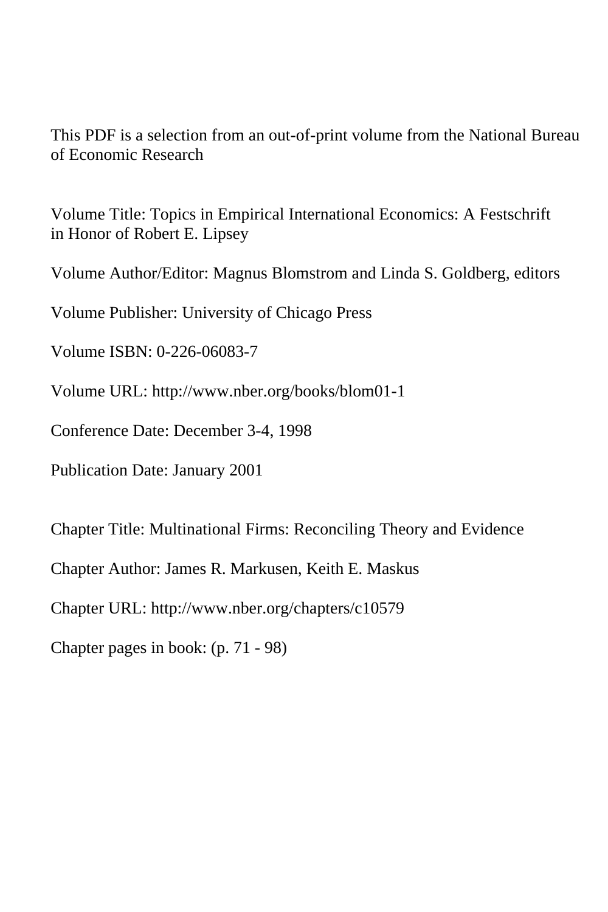This PDF is a selection from an out-of-print volume from the National Bureau of Economic Research

Volume Title: Topics in Empirical International Economics: A Festschrift in Honor of Robert E. Lipsey

Volume Author/Editor: Magnus Blomstrom and Linda S. Goldberg, editors

Volume Publisher: University of Chicago Press

Volume ISBN: 0-226-06083-7

Volume URL: http://www.nber.org/books/blom01-1

Conference Date: December 3-4, 1998

Publication Date: January 2001

Chapter Title: Multinational Firms: Reconciling Theory and Evidence

Chapter Author: James R. Markusen, Keith E. Maskus

Chapter URL: http://www.nber.org/chapters/c10579

Chapter pages in book: (p. 71 - 98)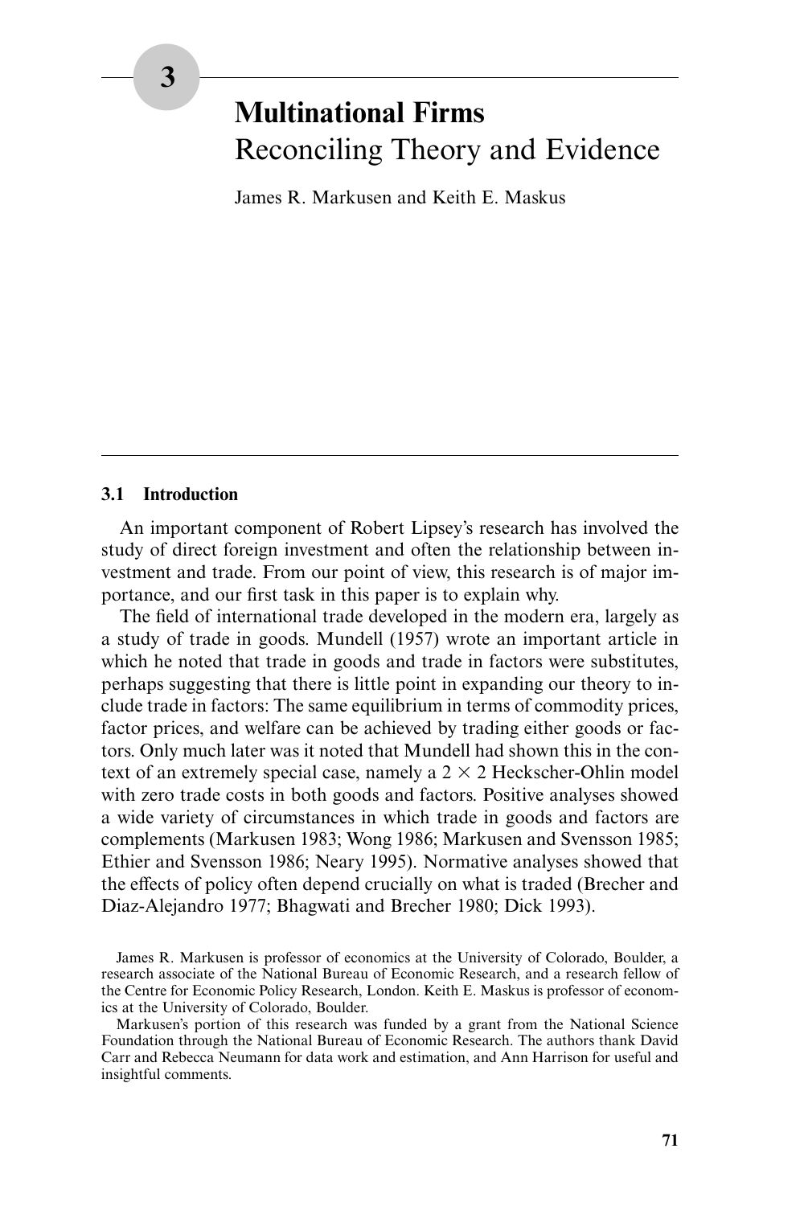# 3

# Multinational Firms
Reconciling Theory and Evidence

James R. Markusen and Keith E. Maskus

## 3.1 Introduction

An important component of Robert Lipsey's research has involved the study of direct foreign investment and often the relationship between investment and trade. From our point of view, this research is of major importance, and our first task in this paper is to explain why.

The field of international trade developed in the modern era, largely as a study of trade in goods. Mundell (1957) wrote an important article in which he noted that trade in goods and trade in factors were substitutes, perhaps suggesting that there is little point in expanding our theory to include trade in factors: The same equilibrium in terms of commodity prices, factor prices, and welfare can be achieved by trading either goods or factors. Only much later was it noted that Mundell had shown this in the context of an extremely special case, namely a $2 \times 2$ Heckscher-Ohlin model with zero trade costs in both goods and factors. Positive analyses showed a wide variety of circumstances in which trade in goods and factors are complements (Markusen 1983; Wong 1986; Markusen and Svensson 1985; Ethier and Svensson 1986; Neary 1995). Normative analyses showed that the effects of policy often depend crucially on what is traded (Brecher and Diaz-Alejandro 1977; Bhagwati and Brecher 1980; Dick 1993).

James R. Markusen is professor of economics at the University of Colorado, Boulder, a research associate of the National Bureau of Economic Research, and a research fellow of the Centre for Economic Policy Research, London. Keith E. Maskus is professor of economics at the University of Colorado, Boulder.

Markusen's portion of this research was funded by a grant from the National Science Foundation through the National Bureau of Economic Research. The authors thank David Carr and Rebecca Neumann for data work and estimation, and Ann Harrison for useful and insightful comments.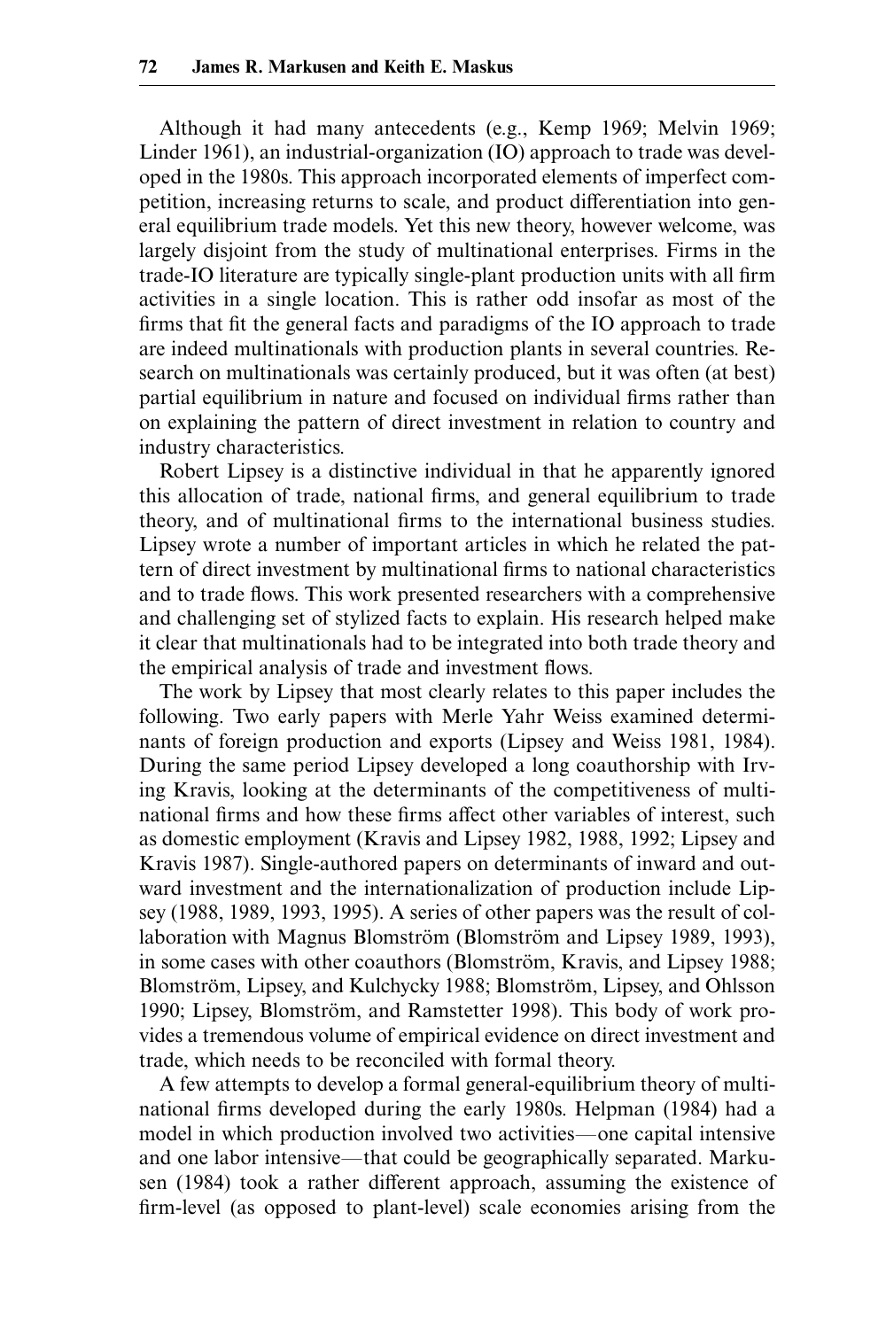Although it had many antecedents (e.g., Kemp 1969; Melvin 1969; Linder 1961), an industrial-organization (IO) approach to trade was developed in the 1980s. This approach incorporated elements of imperfect competition, increasing returns to scale, and product differentiation into general equilibrium trade models. Yet this new theory, however welcome, was largely disjoint from the study of multinational enterprises. Firms in the trade-IO literature are typically single-plant production units with all firm activities in a single location. This is rather odd insofar as most of the firms that fit the general facts and paradigms of the IO approach to trade are indeed multinationals with production plants in several countries. Research on multinationals was certainly produced, but it was often (at best) partial equilibrium in nature and focused on individual firms rather than on explaining the pattern of direct investment in relation to country and industry characteristics.

Robert Lipsey is a distinctive individual in that he apparently ignored this allocation of trade, national firms, and general equilibrium to trade theory, and of multinational firms to the international business studies. Lipsey wrote a number of important articles in which he related the pattern of direct investment by multinational firms to national characteristics and to trade flows. This work presented researchers with a comprehensive and challenging set of stylized facts to explain. His research helped make it clear that multinationals had to be integrated into both trade theory and the empirical analysis of trade and investment flows.

The work by Lipsey that most clearly relates to this paper includes the following. Two early papers with Merle Yahr Weiss examined determinants of foreign production and exports (Lipsey and Weiss 1981, 1984). During the same period Lipsey developed a long coauthorship with Irving Kravis, looking at the determinants of the competitiveness of multinational firms and how these firms affect other variables of interest, such as domestic employment (Kravis and Lipsey 1982, 1988, 1992; Lipsey and Kravis 1987). Single-authored papers on determinants of inward and outward investment and the internationalization of production include Lipsey (1988, 1989, 1993, 1995). A series of other papers was the result of collaboration with Magnus Blomström (Blomström and Lipsey 1989, 1993), in some cases with other coauthors (Blomström, Kravis, and Lipsey 1988; Blomström, Lipsey, and Kulchycky 1988; Blomström, Lipsey, and Ohlsson 1990; Lipsey, Blomström, and Ramstetter 1998). This body of work provides a tremendous volume of empirical evidence on direct investment and trade, which needs to be reconciled with formal theory.

A few attempts to develop a formal general-equilibrium theory of multinational firms developed during the early 1980s. Helpman (1984) had a model in which production involved two activities—one capital intensive and one labor intensive—that could be geographically separated. Markusen (1984) took a rather different approach, assuming the existence of firm-level (as opposed to plant-level) scale economies arising from the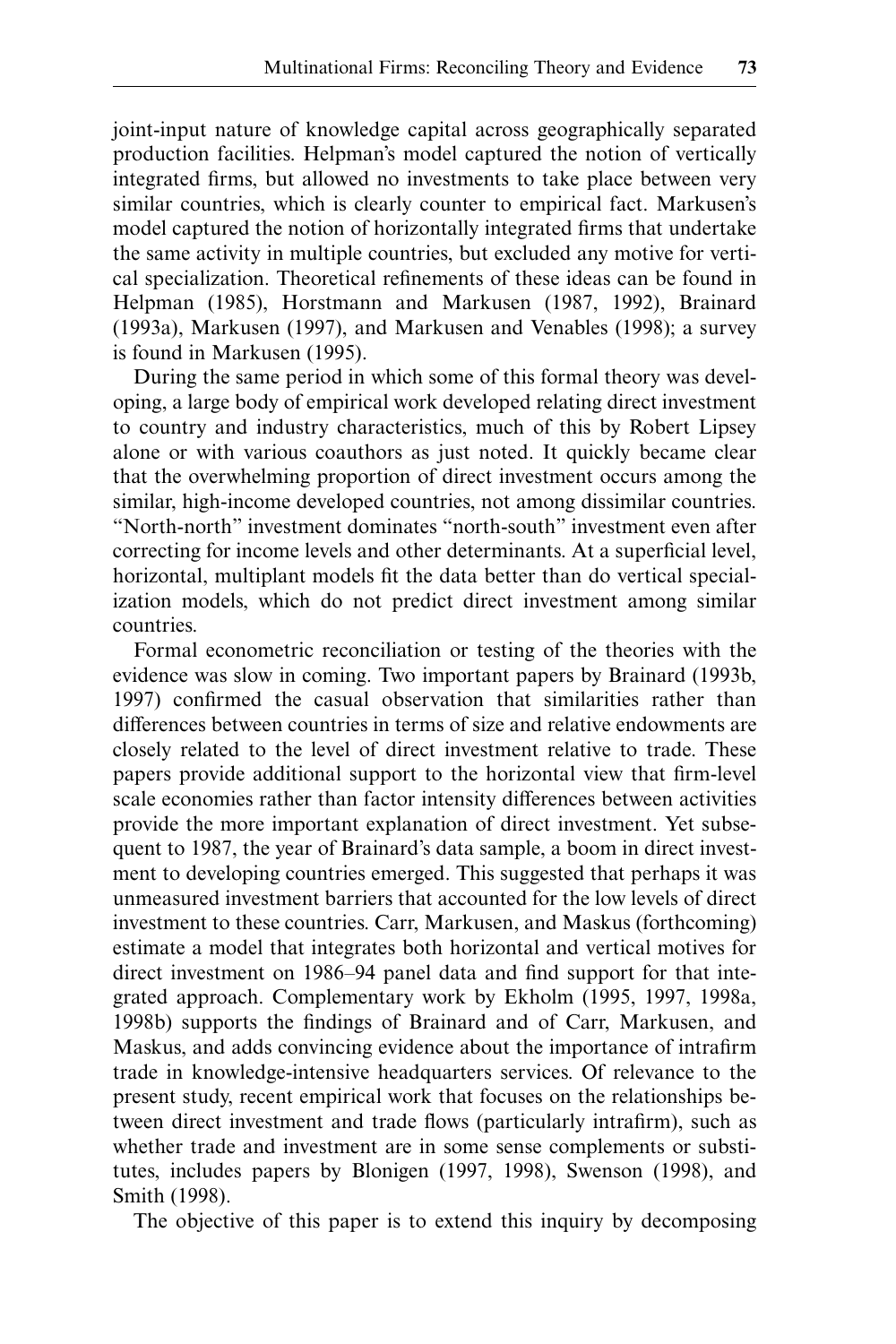joint-input nature of knowledge capital across geographically separated production facilities. Helpman's model captured the notion of vertically integrated firms, but allowed no investments to take place between very similar countries, which is clearly counter to empirical fact. Markusen's model captured the notion of horizontally integrated firms that undertake the same activity in multiple countries, but excluded any motive for vertical specialization. Theoretical refinements of these ideas can be found in Helpman (1985), Horstmann and Markusen (1987, 1992), Brainard (1993a), Markusen (1997), and Markusen and Venables (1998); a survey is found in Markusen (1995).

During the same period in which some of this formal theory was developing, a large body of empirical work developed relating direct investment to country and industry characteristics, much of this by Robert Lipsey alone or with various coauthors as just noted. It quickly became clear that the overwhelming proportion of direct investment occurs among the similar, high-income developed countries, not among dissimilar countries. "North-north" investment dominates "north-south" investment even after correcting for income levels and other determinants. At a superficial level, horizontal, multiplant models fit the data better than do vertical specialization models, which do not predict direct investment among similar countries.

Formal econometric reconciliation or testing of the theories with the evidence was slow in coming. Two important papers by Brainard (1993b, 1997) confirmed the casual observation that similarities rather than differences between countries in terms of size and relative endowments are closely related to the level of direct investment relative to trade. These papers provide additional support to the horizontal view that firm-level scale economies rather than factor intensity differences between activities provide the more important explanation of direct investment. Yet subsequent to 1987, the year of Brainard's data sample, a boom in direct investment to developing countries emerged. This suggested that perhaps it was unmeasured investment barriers that accounted for the low levels of direct investment to these countries. Carr, Markusen, and Maskus (forthcoming) estimate a model that integrates both horizontal and vertical motives for direct investment on 1986–94 panel data and find support for that integrated approach. Complementary work by Ekholm (1995, 1997, 1998a, 1998b) supports the findings of Brainard and of Carr, Markusen, and Maskus, and adds convincing evidence about the importance of intrafirm trade in knowledge-intensive headquarters services. Of relevance to the present study, recent empirical work that focuses on the relationships between direct investment and trade flows (particularly intrafirm), such as whether trade and investment are in some sense complements or substitutes, includes papers by Blonigen (1997, 1998), Swenson (1998), and Smith (1998).

The objective of this paper is to extend this inquiry by decomposing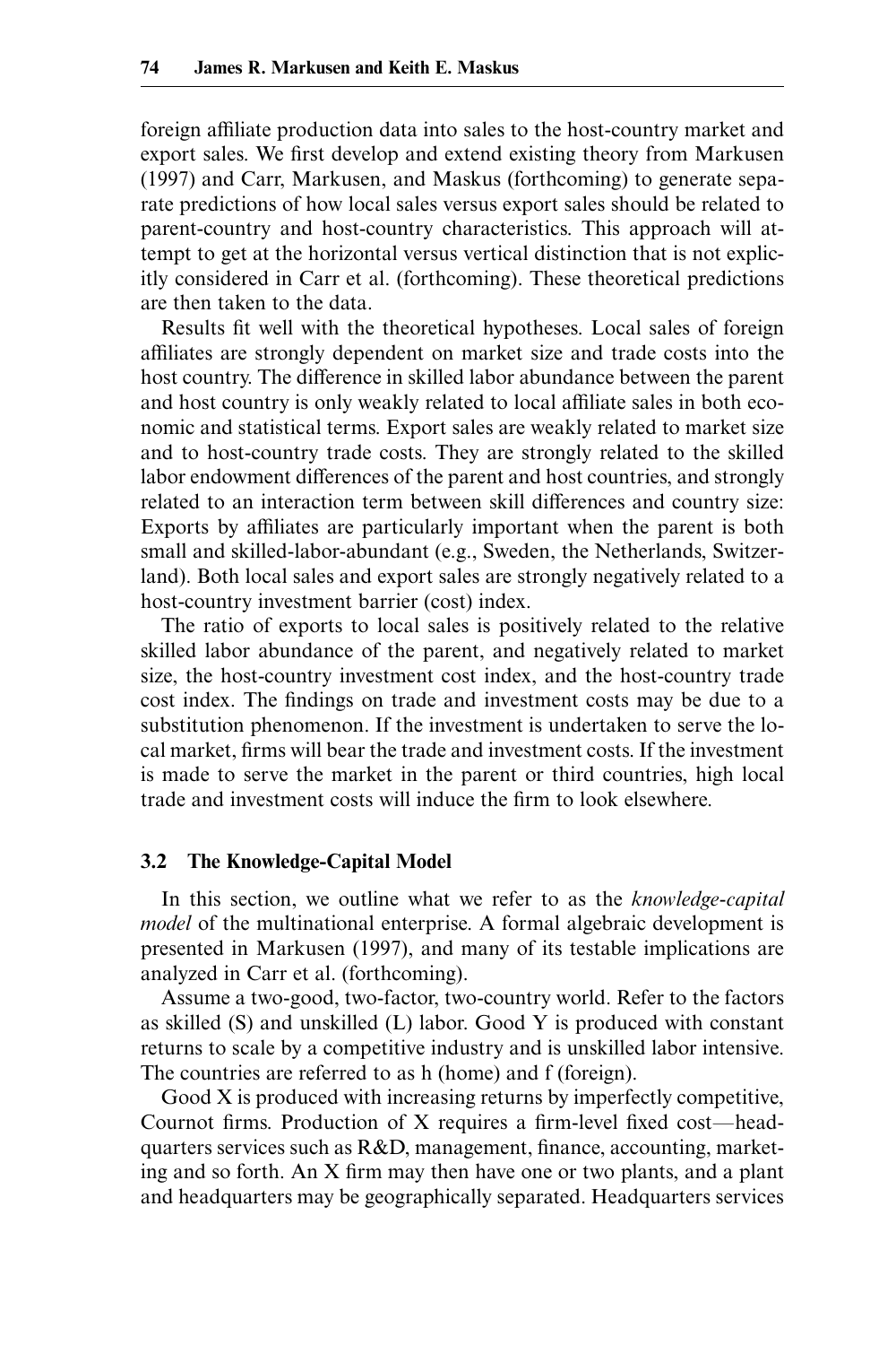foreign affiliate production data into sales to the host-country market and export sales. We first develop and extend existing theory from Markusen (1997) and Carr, Markusen, and Maskus (forthcoming) to generate separate predictions of how local sales versus export sales should be related to parent-country and host-country characteristics. This approach will attempt to get at the horizontal versus vertical distinction that is not explicitly considered in Carr et al. (forthcoming). These theoretical predictions are then taken to the data.

Results fit well with the theoretical hypotheses. Local sales of foreign affiliates are strongly dependent on market size and trade costs into the host country. The difference in skilled labor abundance between the parent and host country is only weakly related to local affiliate sales in both economic and statistical terms. Export sales are weakly related to market size and to host-country trade costs. They are strongly related to the skilled labor endowment differences of the parent and host countries, and strongly related to an interaction term between skill differences and country size: Exports by affiliates are particularly important when the parent is both small and skilled-labor-abundant (e.g., Sweden, the Netherlands, Switzerland). Both local sales and export sales are strongly negatively related to a host-country investment barrier (cost) index.

The ratio of exports to local sales is positively related to the relative skilled labor abundance of the parent, and negatively related to market size, the host-country investment cost index, and the host-country trade cost index. The findings on trade and investment costs may be due to a substitution phenomenon. If the investment is undertaken to serve the local market, firms will bear the trade and investment costs. If the investment is made to serve the market in the parent or third countries, high local trade and investment costs will induce the firm to look elsewhere.

### 3.2 The Knowledge-Capital Model

In this section, we outline what we refer to as the *knowledge-capital model* of the multinational enterprise. A formal algebraic development is presented in Markusen (1997), and many of its testable implications are analyzed in Carr et al. (forthcoming).

Assume a two-good, two-factor, two-country world. Refer to the factors as skilled (S) and unskilled (L) labor. Good Y is produced with constant returns to scale by a competitive industry and is unskilled labor intensive. The countries are referred to as h (home) and f (foreign).

Good X is produced with increasing returns by imperfectly competitive, Cournot firms. Production of X requires a firm-level fixed cost—headquarters services such as R&D, management, finance, accounting, marketing and so forth. An X firm may then have one or two plants, and a plant and headquarters may be geographically separated. Headquarters services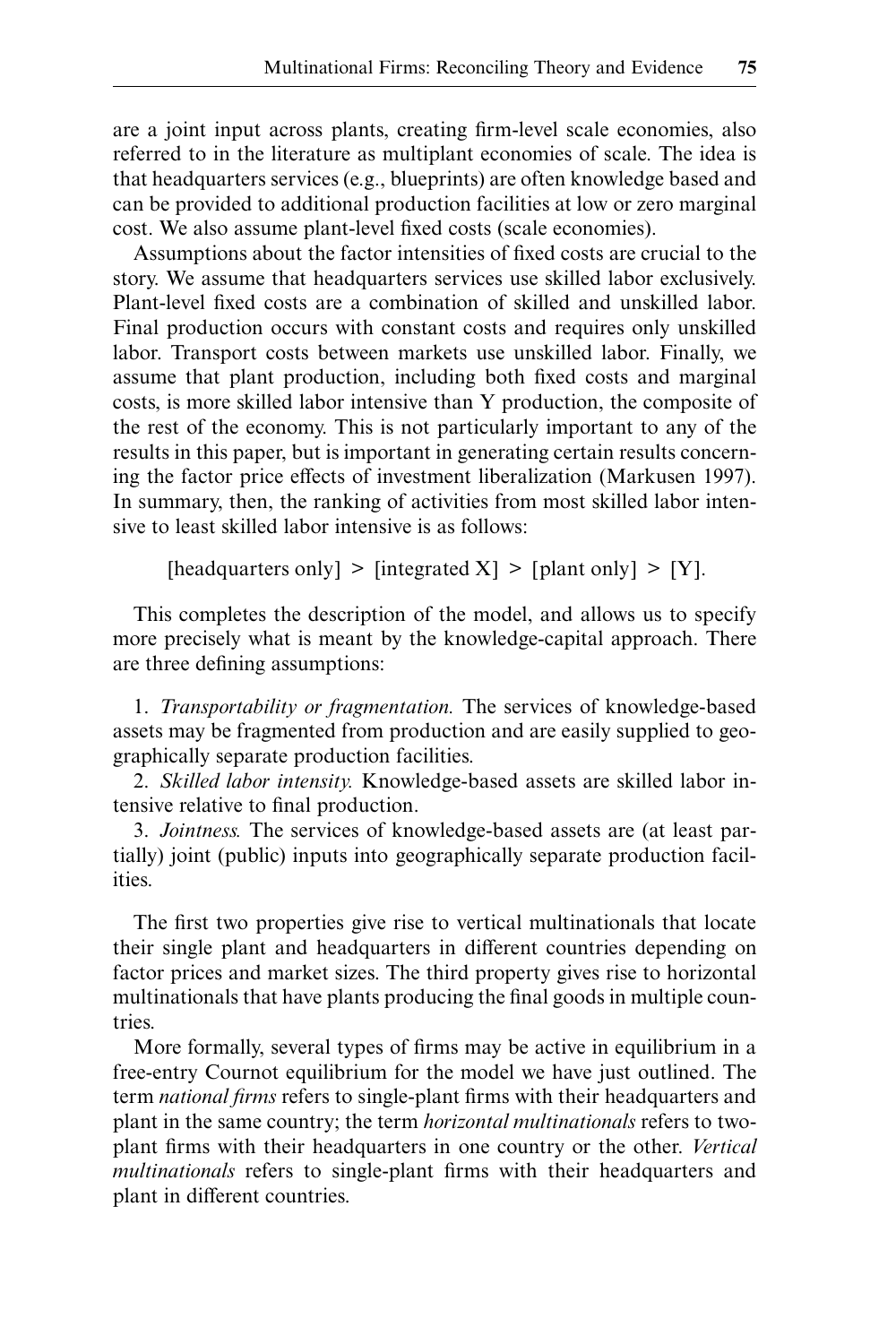are a joint input across plants, creating firm-level scale economies, also referred to in the literature as multiplant economies of scale. The idea is that headquarters services (e.g., blueprints) are often knowledge based and can be provided to additional production facilities at low or zero marginal cost. We also assume plant-level fixed costs (scale economies).

Assumptions about the factor intensities of fixed costs are crucial to the story. We assume that headquarters services use skilled labor exclusively. Plant-level fixed costs are a combination of skilled and unskilled labor. Final production occurs with constant costs and requires only unskilled labor. Transport costs between markets use unskilled labor. Finally, we assume that plant production, including both fixed costs and marginal costs, is more skilled labor intensive than Y production, the composite of the rest of the economy. This is not particularly important to any of the results in this paper, but is important in generating certain results concerning the factor price effects of investment liberalization (Markusen 1997). In summary, then, the ranking of activities from most skilled labor intensive to least skilled labor intensive is as follows:

[headquarters only] > [integrated X] > [plant only] > [Y].

This completes the description of the model, and allows us to specify more precisely what is meant by the knowledge-capital approach. There are three defining assumptions:

1. *Transportability or fragmentation.* The services of knowledge-based assets may be fragmented from production and are easily supplied to geographically separate production facilities.

2. *Skilled labor intensity.* Knowledge-based assets are skilled labor intensive relative to final production.

3. *Jointness.* The services of knowledge-based assets are (at least partially) joint (public) inputs into geographically separate production facilities.

The first two properties give rise to vertical multinationals that locate their single plant and headquarters in different countries depending on factor prices and market sizes. The third property gives rise to horizontal multinationals that have plants producing the final goods in multiple countries.

More formally, several types of firms may be active in equilibrium in a free-entry Cournot equilibrium for the model we have just outlined. The term *national firms* refers to single-plant firms with their headquarters and plant in the same country; the term *horizontal multinationals* refers to two-plant firms with their headquarters in one country or the other. *Vertical multinationals* refers to single-plant firms with their headquarters and plant in different countries.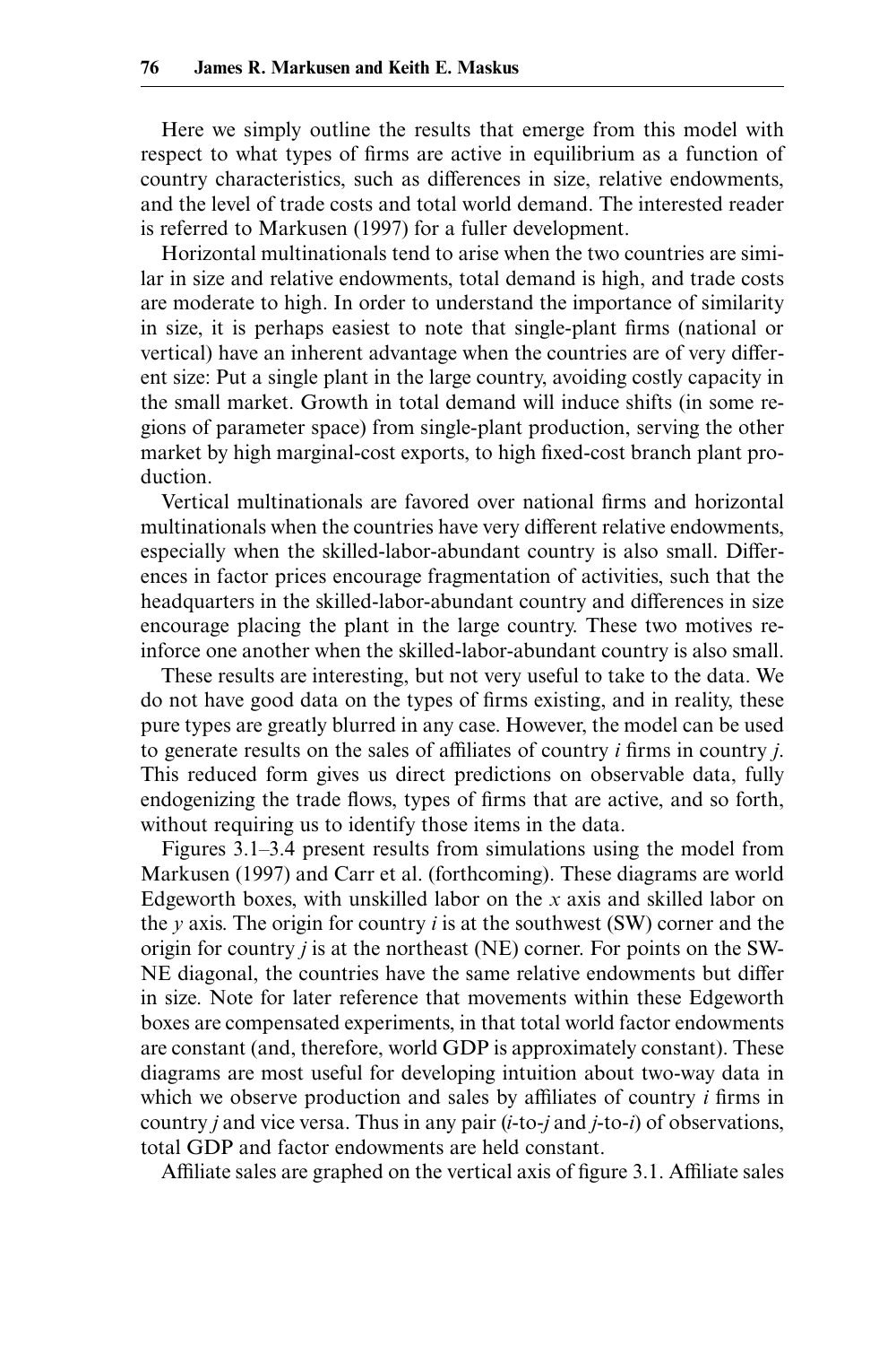Here we simply outline the results that emerge from this model with respect to what types of firms are active in equilibrium as a function of country characteristics, such as differences in size, relative endowments, and the level of trade costs and total world demand. The interested reader is referred to Markusen (1997) for a fuller development.

Horizontal multinationals tend to arise when the two countries are similar in size and relative endowments, total demand is high, and trade costs are moderate to high. In order to understand the importance of similarity in size, it is perhaps easiest to note that single-plant firms (national or vertical) have an inherent advantage when the countries are of very different size: Put a single plant in the large country, avoiding costly capacity in the small market. Growth in total demand will induce shifts (in some regions of parameter space) from single-plant production, serving the other market by high marginal-cost exports, to high fixed-cost branch plant production.

Vertical multinationals are favored over national firms and horizontal multinationals when the countries have very different relative endowments, especially when the skilled-labor-abundant country is also small. Differences in factor prices encourage fragmentation of activities, such that the headquarters in the skilled-labor-abundant country and differences in size encourage placing the plant in the large country. These two motives reinforce one another when the skilled-labor-abundant country is also small.

These results are interesting, but not very useful to take to the data. We do not have good data on the types of firms existing, and in reality, these pure types are greatly blurred in any case. However, the model can be used to generate results on the sales of affiliates of country *i* firms in country *j*. This reduced form gives us direct predictions on observable data, fully endogenizing the trade flows, types of firms that are active, and so forth, without requiring us to identify those items in the data.

Figures 3.1–3.4 present results from simulations using the model from Markusen (1997) and Carr et al. (forthcoming). These diagrams are world Edgeworth boxes, with unskilled labor on the *x* axis and skilled labor on the *y* axis. The origin for country *i* is at the southwest (SW) corner and the origin for country *j* is at the northeast (NE) corner. For points on the SW-NE diagonal, the countries have the same relative endowments but differ in size. Note for later reference that movements within these Edgeworth boxes are compensated experiments, in that total world factor endowments are constant (and, therefore, world GDP is approximately constant). These diagrams are most useful for developing intuition about two-way data in which we observe production and sales by affiliates of country *i* firms in country *j* and vice versa. Thus in any pair (*i*-to-*j* and *j*-to-*i*) of observations, total GDP and factor endowments are held constant.

Affiliate sales are graphed on the vertical axis of figure 3.1. Affiliate sales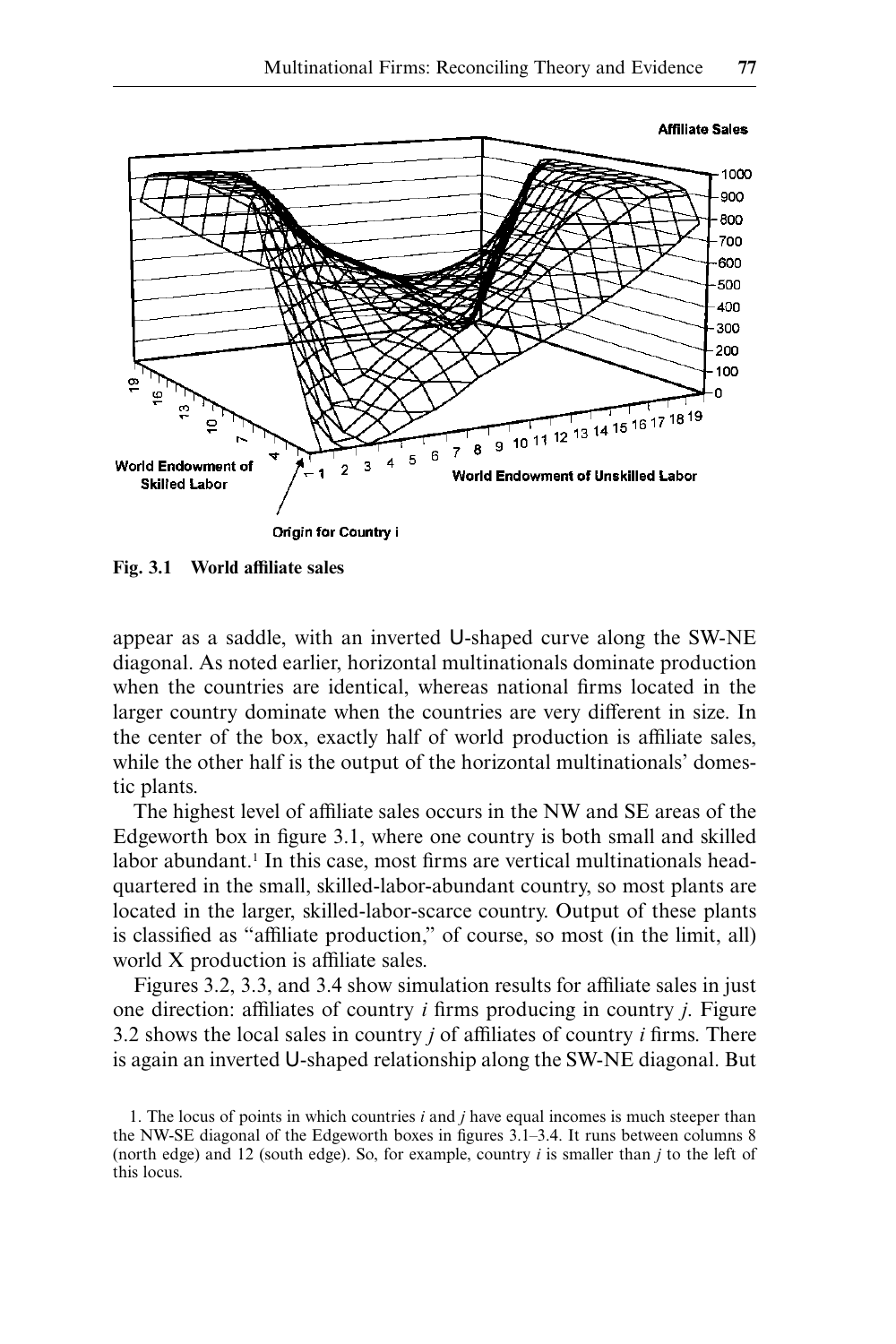Fig. 3.1 World affiliate sales

appear as a saddle, with an inverted U-shaped curve along the SW-NE diagonal. As noted earlier, horizontal multinationals dominate production when the countries are identical, whereas national firms located in the larger country dominate when the countries are very different in size. In the center of the box, exactly half of world production is affiliate sales, while the other half is the output of the horizontal multinationals' domestic plants.

The highest level of affiliate sales occurs in the NW and SE areas of the Edgeworth box in figure 3.1, where one country is both small and skilled labor abundant.[1] In this case, most firms are vertical multinationals headquartered in the small, skilled-labor-abundant country, so most plants are located in the larger, skilled-labor-scarce country. Output of these plants is classified as "affiliate production," of course, so most (in the limit, all) world X production is affiliate sales.

Figures 3.2, 3.3, and 3.4 show simulation results for affiliate sales in just one direction: affiliates of country *i* firms producing in country *j*. Figure 3.2 shows the local sales in country *j* of affiliates of country *i* firms. There is again an inverted U-shaped relationship along the SW-NE diagonal. But

1. The locus of points in which countries *i* and *j* have equal incomes is much steeper than the NW-SE diagonal of the Edgeworth boxes in figures 3.1–3.4. It runs between columns 8 (north edge) and 12 (south edge). So, for example, country *i* is smaller than *j* to the left of this locus.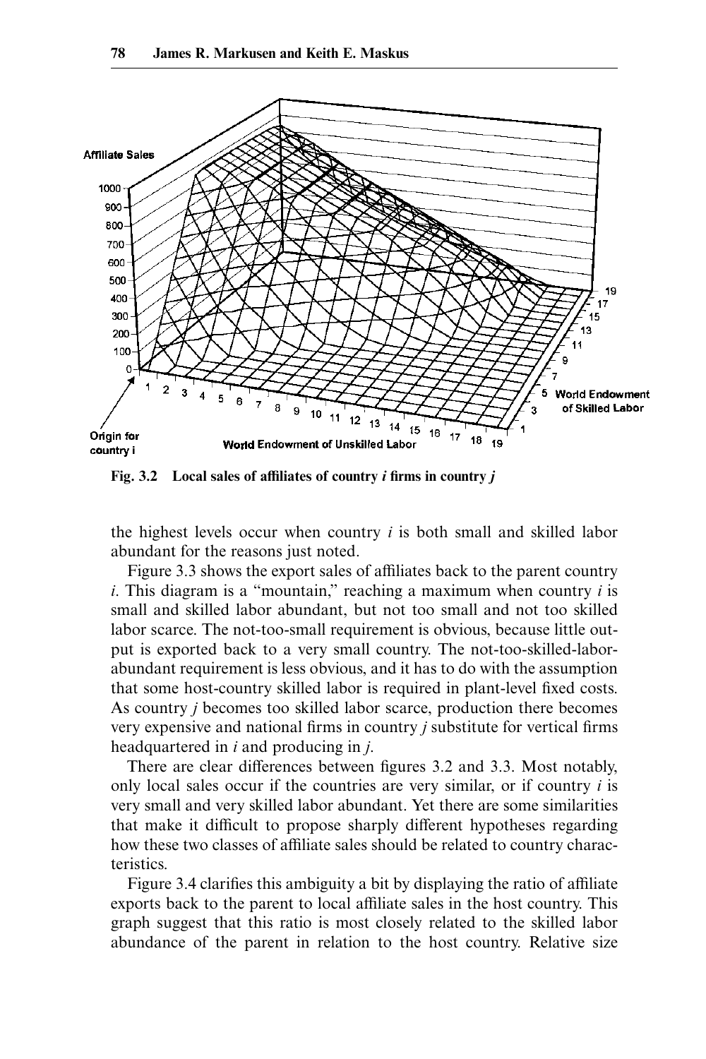**Fig. 3.2 Local sales of affiliates of country *i* firms in country *j***

the highest levels occur when country *i* is both small and skilled labor abundant for the reasons just noted.

Figure 3.3 shows the export sales of affiliates back to the parent country *i*. This diagram is a "mountain," reaching a maximum when country *i* is small and skilled labor abundant, but not too small and not too skilled labor scarce. The not-too-small requirement is obvious, because little output is exported back to a very small country. The not-too-skilled-labor-abundant requirement is less obvious, and it has to do with the assumption that some host-country skilled labor is required in plant-level fixed costs. As country *j* becomes too skilled labor scarce, production there becomes very expensive and national firms in country *j* substitute for vertical firms headquartered in *i* and producing in *j*.

There are clear differences between figures 3.2 and 3.3. Most notably, only local sales occur if the countries are very similar, or if country *i* is very small and very skilled labor abundant. Yet there are some similarities that make it difficult to propose sharply different hypotheses regarding how these two classes of affiliate sales should be related to country characteristics.

Figure 3.4 clarifies this ambiguity a bit by displaying the ratio of affiliate exports back to the parent to local affiliate sales in the host country. This graph suggest that this ratio is most closely related to the skilled labor abundance of the parent in relation to the host country. Relative size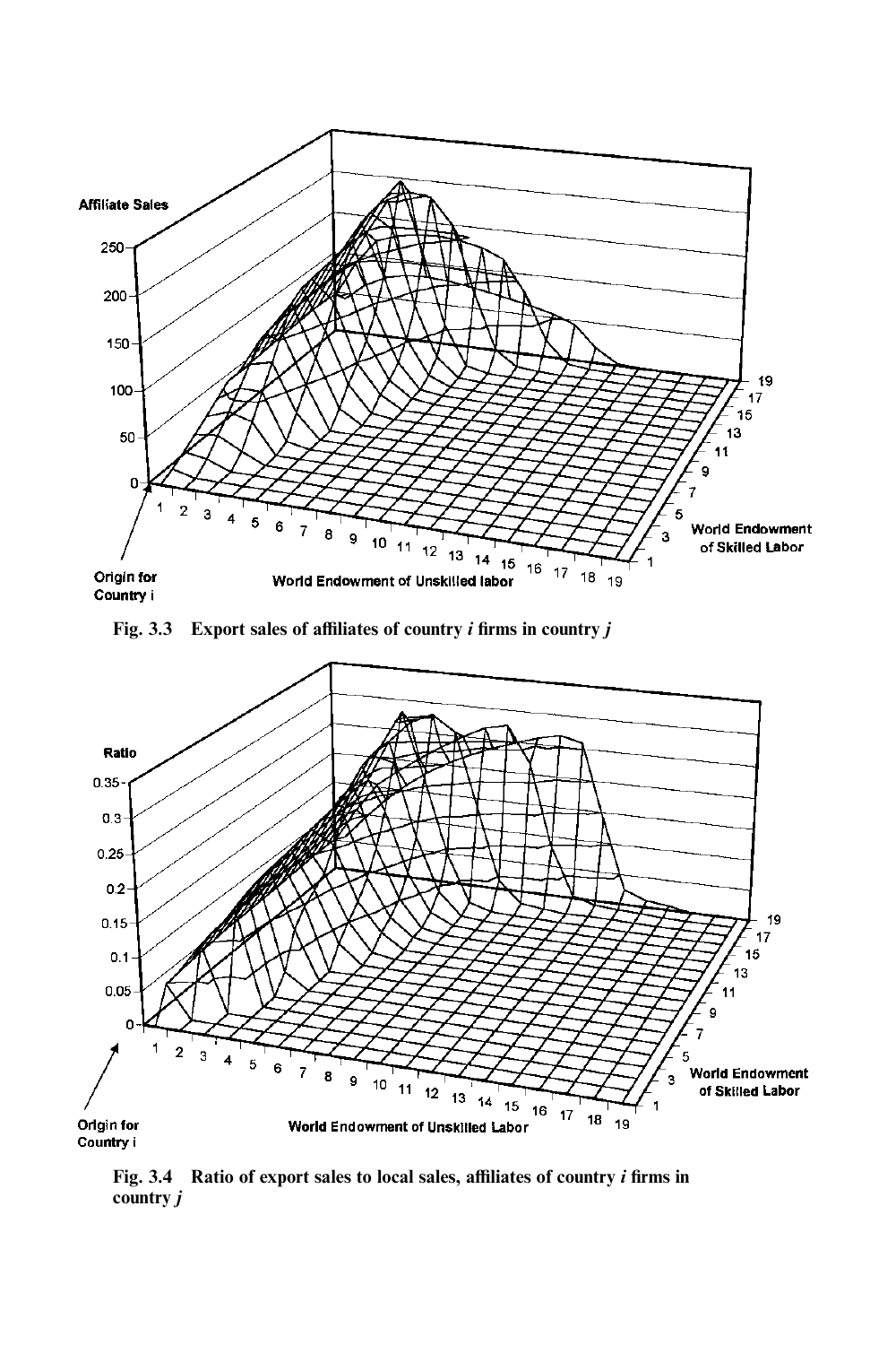Fig. 3.3 Export sales of affiliates of country *i* firms in country *j*

Fig. 3.4 Ratio of export sales to local sales, affiliates of country *i* firms in country *j*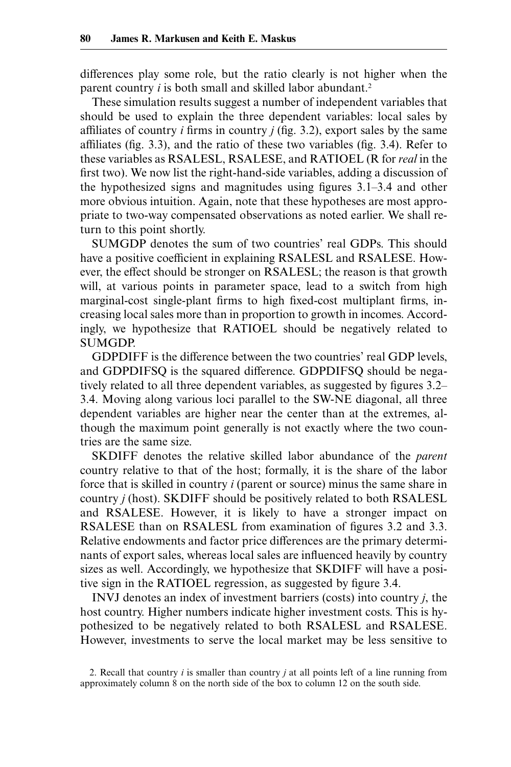differences play some role, but the ratio clearly is not higher when the parent country $i$ is both small and skilled labor abundant.[2]

These simulation results suggest a number of independent variables that should be used to explain the three dependent variables: local sales by affiliates of country $i$ firms in country $j$ (fig. 3.2), export sales by the same affiliates (fig. 3.3), and the ratio of these two variables (fig. 3.4). Refer to these variables as RSALESL, RSALESE, and RATIOEL (R for *real* in the first two). We now list the right-hand-side variables, adding a discussion of the hypothesized signs and magnitudes using figures 3.1–3.4 and other more obvious intuition. Again, note that these hypotheses are most appropriate to two-way compensated observations as noted earlier. We shall return to this point shortly.

SUMGDP denotes the sum of two countries' real GDPs. This should have a positive coefficient in explaining RSALESL and RSALESE. However, the effect should be stronger on RSALESL; the reason is that growth will, at various points in parameter space, lead to a switch from high marginal-cost single-plant firms to high fixed-cost multiplant firms, increasing local sales more than in proportion to growth in incomes. Accordingly, we hypothesize that RATIOEL should be negatively related to SUMGDP.

GDPDIFF is the difference between the two countries' real GDP levels, and GDPDIFSQ is the squared difference. GDPDIFSQ should be negatively related to all three dependent variables, as suggested by figures 3.2–3.4. Moving along various loci parallel to the SW-NE diagonal, all three dependent variables are higher near the center than at the extremes, although the maximum point generally is not exactly where the two countries are the same size.

SKDIFF denotes the relative skilled labor abundance of the *parent* country relative to that of the host; formally, it is the share of the labor force that is skilled in country $i$ (parent or source) minus the same share in country $j$ (host). SKDIFF should be positively related to both RSALESL and RSALESE. However, it is likely to have a stronger impact on RSALESE than on RSALESL from examination of figures 3.2 and 3.3. Relative endowments and factor price differences are the primary determinants of export sales, whereas local sales are influenced heavily by country sizes as well. Accordingly, we hypothesize that SKDIFF will have a positive sign in the RATIOEL regression, as suggested by figure 3.4.

INVJ denotes an index of investment barriers (costs) into country $j$, the host country. Higher numbers indicate higher investment costs. This is hypothesized to be negatively related to both RSALESL and RSALESE. However, investments to serve the local market may be less sensitive to

2. Recall that country $i$ is smaller than country $j$ at all points left of a line running from approximately column 8 on the north side of the box to column 12 on the south side.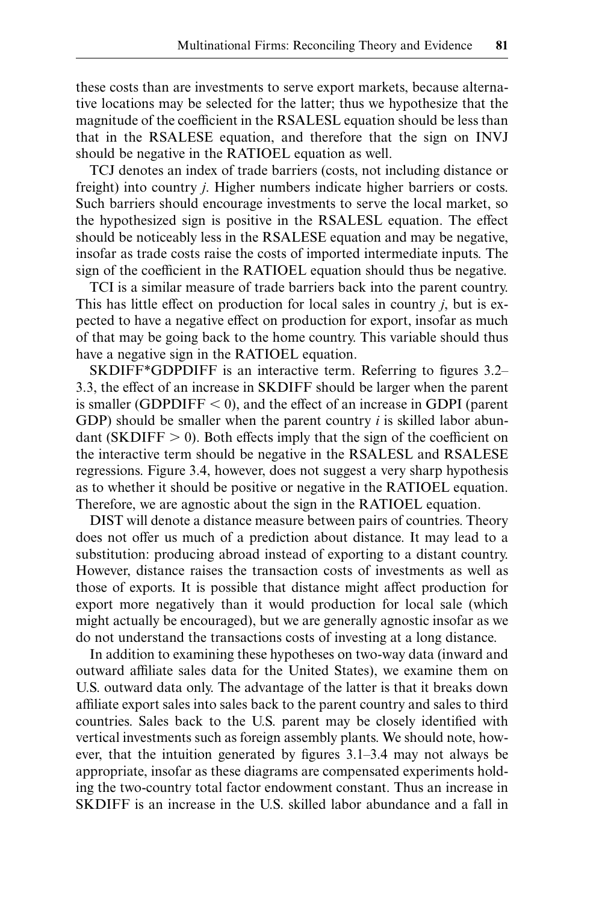these costs than are investments to serve export markets, because alternative locations may be selected for the latter; thus we hypothesize that the magnitude of the coefficient in the RSALESL equation should be less than that in the RSALESE equation, and therefore that the sign on INVJ should be negative in the RATIOEL equation as well.

TCJ denotes an index of trade barriers (costs, not including distance or freight) into country $j$. Higher numbers indicate higher barriers or costs. Such barriers should encourage investments to serve the local market, so the hypothesized sign is positive in the RSALESL equation. The effect should be noticeably less in the RSALESE equation and may be negative, insofar as trade costs raise the costs of imported intermediate inputs. The sign of the coefficient in the RATIOEL equation should thus be negative.

TCI is a similar measure of trade barriers back into the parent country. This has little effect on production for local sales in country $j$, but is expected to have a negative effect on production for export, insofar as much of that may be going back to the home country. This variable should thus have a negative sign in the RATIOEL equation.

SKDIFF*GDPDIFF is an interactive term. Referring to figures 3.2–3.3, the effect of an increase in SKDIFF should be larger when the parent is smaller (GDPDIFF $< 0$), and the effect of an increase in GDPI (parent GDP) should be smaller when the parent country $i$ is skilled labor abundant (SKDIFF $> 0$). Both effects imply that the sign of the coefficient on the interactive term should be negative in the RSALESL and RSALESE regressions. Figure 3.4, however, does not suggest a very sharp hypothesis as to whether it should be positive or negative in the RATIOEL equation. Therefore, we are agnostic about the sign in the RATIOEL equation.

DIST will denote a distance measure between pairs of countries. Theory does not offer us much of a prediction about distance. It may lead to a substitution: producing abroad instead of exporting to a distant country. However, distance raises the transaction costs of investments as well as those of exports. It is possible that distance might affect production for export more negatively than it would production for local sale (which might actually be encouraged), but we are generally agnostic insofar as we do not understand the transactions costs of investing at a long distance.

In addition to examining these hypotheses on two-way data (inward and outward affiliate sales data for the United States), we examine them on U.S. outward data only. The advantage of the latter is that it breaks down affiliate export sales into sales back to the parent country and sales to third countries. Sales back to the U.S. parent may be closely identified with vertical investments such as foreign assembly plants. We should note, however, that the intuition generated by figures 3.1–3.4 may not always be appropriate, insofar as these diagrams are compensated experiments holding the two-country total factor endowment constant. Thus an increase in SKDIFF is an increase in the U.S. skilled labor abundance and a fall in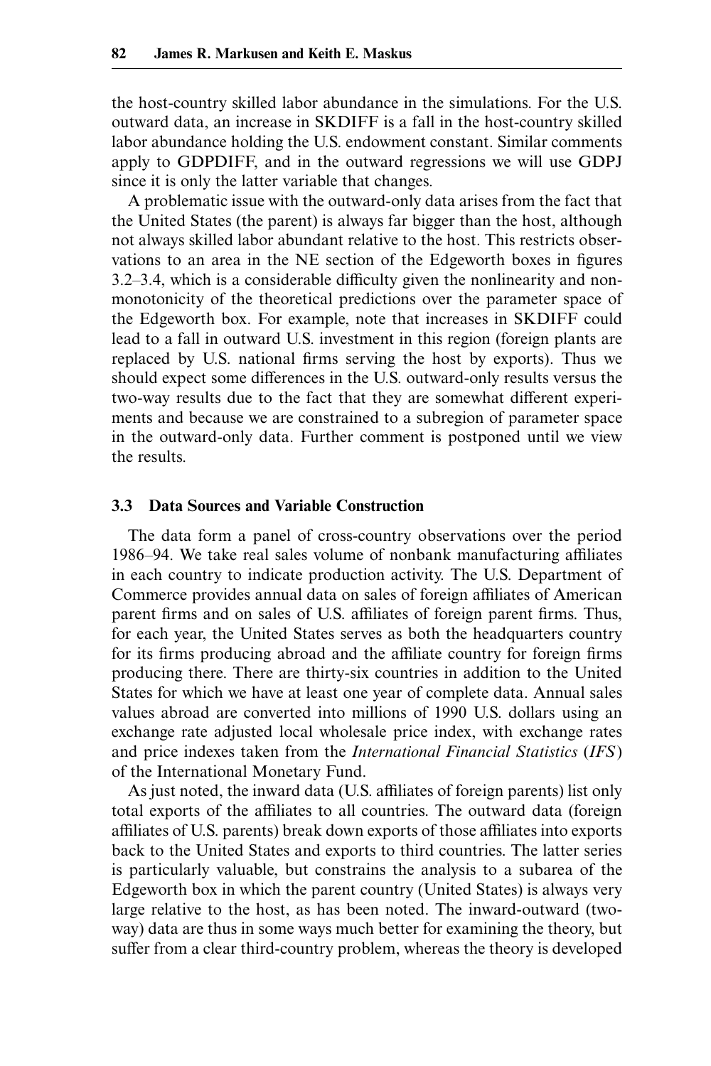the host-country skilled labor abundance in the simulations. For the U.S. outward data, an increase in SKDIFF is a fall in the host-country skilled labor abundance holding the U.S. endowment constant. Similar comments apply to GDPDIFF, and in the outward regressions we will use GDPJ since it is only the latter variable that changes.

A problematic issue with the outward-only data arises from the fact that the United States (the parent) is always far bigger than the host, although not always skilled labor abundant relative to the host. This restricts observations to an area in the NE section of the Edgeworth boxes in figures 3.2–3.4, which is a considerable difficulty given the nonlinearity and nonmonotonicity of the theoretical predictions over the parameter space of the Edgeworth box. For example, note that increases in SKDIFF could lead to a fall in outward U.S. investment in this region (foreign plants are replaced by U.S. national firms serving the host by exports). Thus we should expect some differences in the U.S. outward-only results versus the two-way results due to the fact that they are somewhat different experiments and because we are constrained to a subregion of parameter space in the outward-only data. Further comment is postponed until we view the results.

## 3.3 Data Sources and Variable Construction

The data form a panel of cross-country observations over the period 1986–94. We take real sales volume of nonbank manufacturing affiliates in each country to indicate production activity. The U.S. Department of Commerce provides annual data on sales of foreign affiliates of American parent firms and on sales of U.S. affiliates of foreign parent firms. Thus, for each year, the United States serves as both the headquarters country for its firms producing abroad and the affiliate country for foreign firms producing there. There are thirty-six countries in addition to the United States for which we have at least one year of complete data. Annual sales values abroad are converted into millions of 1990 U.S. dollars using an exchange rate adjusted local wholesale price index, with exchange rates and price indexes taken from the *International Financial Statistics* (*IFS*) of the International Monetary Fund.

As just noted, the inward data (U.S. affiliates of foreign parents) list only total exports of the affiliates to all countries. The outward data (foreign affiliates of U.S. parents) break down exports of those affiliates into exports back to the United States and exports to third countries. The latter series is particularly valuable, but constrains the analysis to a subarea of the Edgeworth box in which the parent country (United States) is always very large relative to the host, as has been noted. The inward-outward (two-way) data are thus in some ways much better for examining the theory, but suffer from a clear third-country problem, whereas the theory is developed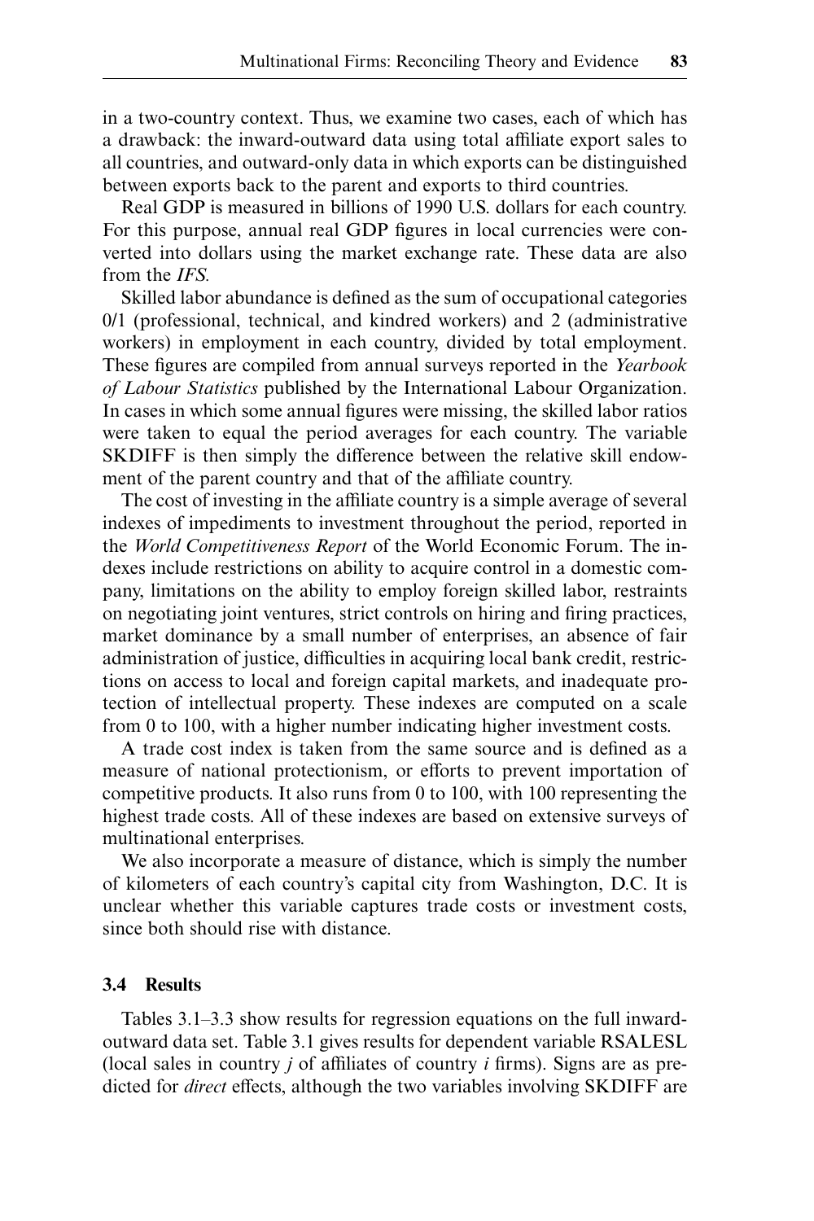in a two-country context. Thus, we examine two cases, each of which has a drawback: the inward-outward data using total affiliate export sales to all countries, and outward-only data in which exports can be distinguished between exports back to the parent and exports to third countries.

Real GDP is measured in billions of 1990 U.S. dollars for each country. For this purpose, annual real GDP figures in local currencies were converted into dollars using the market exchange rate. These data are also from the *IFS.*

Skilled labor abundance is defined as the sum of occupational categories 0/1 (professional, technical, and kindred workers) and 2 (administrative workers) in employment in each country, divided by total employment. These figures are compiled from annual surveys reported in the *Yearbook of Labour Statistics* published by the International Labour Organization. In cases in which some annual figures were missing, the skilled labor ratios were taken to equal the period averages for each country. The variable SKDIFF is then simply the difference between the relative skill endowment of the parent country and that of the affiliate country.

The cost of investing in the affiliate country is a simple average of several indexes of impediments to investment throughout the period, reported in the *World Competitiveness Report* of the World Economic Forum. The indexes include restrictions on ability to acquire control in a domestic company, limitations on the ability to employ foreign skilled labor, restraints on negotiating joint ventures, strict controls on hiring and firing practices, market dominance by a small number of enterprises, an absence of fair administration of justice, difficulties in acquiring local bank credit, restrictions on access to local and foreign capital markets, and inadequate protection of intellectual property. These indexes are computed on a scale from 0 to 100, with a higher number indicating higher investment costs.

A trade cost index is taken from the same source and is defined as a measure of national protectionism, or efforts to prevent importation of competitive products. It also runs from 0 to 100, with 100 representing the highest trade costs. All of these indexes are based on extensive surveys of multinational enterprises.

We also incorporate a measure of distance, which is simply the number of kilometers of each country's capital city from Washington, D.C. It is unclear whether this variable captures trade costs or investment costs, since both should rise with distance.

### 3.4 Results

Tables 3.1–3.3 show results for regression equations on the full inward-outward data set. Table 3.1 gives results for dependent variable RSALESL (local sales in country $j$ of affiliates of country $i$ firms). Signs are as predicted for *direct* effects, although the two variables involving SKDIFF are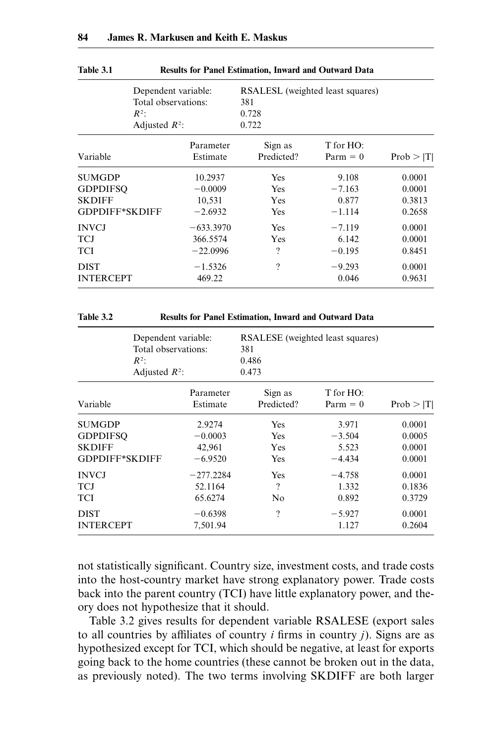**Table 3.1 Results for Panel Estimation, Inward and Outward Data**

| | |
|---|---|
| Dependent variable: | RSALESL (weighted least squares) |
| Total observations: | 381 |
| $R^2$: | 0.728 |
| Adjusted $R^2$: | 0.722 |

| Variable | Parameter Estimate | Sign as Predicted? | T for HO: Parm = 0 | Prob > \|T\| |
|---|---|---|---|---|
| SUMGDP | 10.2937 | Yes | 9.108 | 0.0001 |
| GDPDIFSQ | −0.0009 | Yes | −7.163 | 0.0001 |
| SKDIFF | 10,531 | Yes | 0.877 | 0.3813 |
| GDPDIFF*SKDIFF | −2.6932 | Yes | −1.114 | 0.2658 |
| INVCJ | −633.3970 | Yes | −7.119 | 0.0001 |
| TCJ | 366.5574 | Yes | 6.142 | 0.0001 |
| TCI | −22.0996 | ? | −0.195 | 0.8451 |
| DIST | −1.5326 | ? | −9.293 | 0.0001 |
| INTERCEPT | 469.22 | | 0.046 | 0.9631 |

**Table 3.2 Results for Panel Estimation, Inward and Outward Data**

| | |
|---|---|
| Dependent variable: | RSALESE (weighted least squares) |
| Total observations: | 381 |
| $R^2$: | 0.486 |
| Adjusted $R^2$: | 0.473 |

| Variable | Parameter Estimate | Sign as Predicted? | T for HO: Parm = 0 | Prob > \|T\| |
|---|---|---|---|---|
| SUMGDP | 2.9274 | Yes | 3.971 | 0.0001 |
| GDPDIFSQ | −0.0003 | Yes | −3.504 | 0.0005 |
| SKDIFF | 42,961 | Yes | 5.523 | 0.0001 |
| GDPDIFF*SKDIFF | −6.9520 | Yes | −4.434 | 0.0001 |
| INVCJ | −277.2284 | Yes | −4.758 | 0.0001 |
| TCJ | 52.1164 | ? | 1.332 | 0.1836 |
| TCI | 65.6274 | No | 0.892 | 0.3729 |
| DIST | −0.6398 | ? | −5.927 | 0.0001 |
| INTERCEPT | 7,501.94 | | 1.127 | 0.2604 |

not statistically significant. Country size, investment costs, and trade costs into the host-country market have strong explanatory power. Trade costs back into the parent country (TCI) have little explanatory power, and theory does not hypothesize that it should.

Table 3.2 gives results for dependent variable RSALESE (export sales to all countries by affiliates of country *i* firms in country *j*). Signs are as hypothesized except for TCI, which should be negative, at least for exports going back to the home countries (these cannot be broken out in the data, as previously noted). The two terms involving SKDIFF are both larger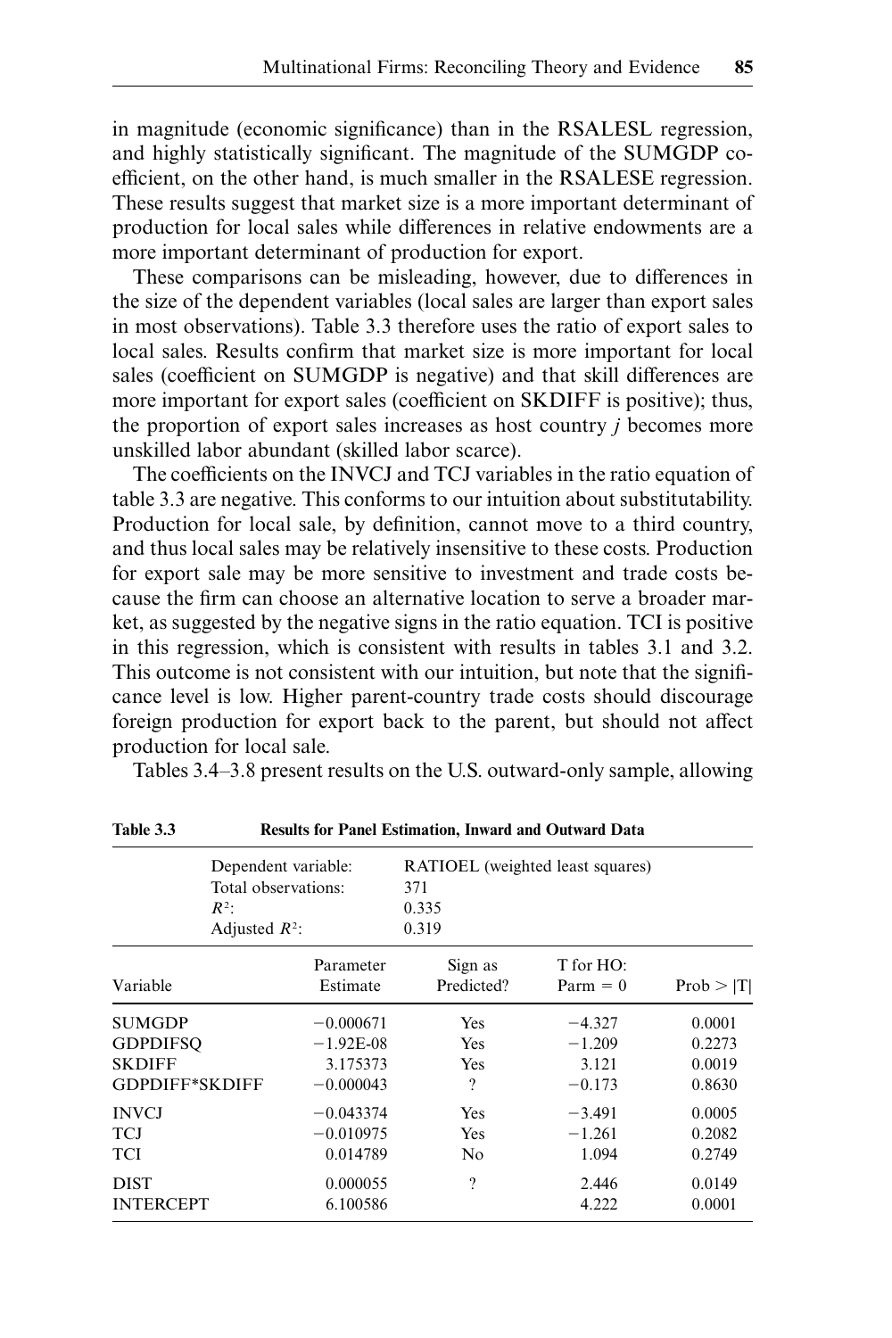in magnitude (economic significance) than in the RSALESL regression, and highly statistically significant. The magnitude of the SUMGDP coefficient, on the other hand, is much smaller in the RSALESE regression. These results suggest that market size is a more important determinant of production for local sales while differences in relative endowments are a more important determinant of production for export.

These comparisons can be misleading, however, due to differences in the size of the dependent variables (local sales are larger than export sales in most observations). Table 3.3 therefore uses the ratio of export sales to local sales. Results confirm that market size is more important for local sales (coefficient on SUMGDP is negative) and that skill differences are more important for export sales (coefficient on SKDIFF is positive); thus, the proportion of export sales increases as host country *j* becomes more unskilled labor abundant (skilled labor scarce).

The coefficients on the INVCJ and TCJ variables in the ratio equation of table 3.3 are negative. This conforms to our intuition about substitutability. Production for local sale, by definition, cannot move to a third country, and thus local sales may be relatively insensitive to these costs. Production for export sale may be more sensitive to investment and trade costs because the firm can choose an alternative location to serve a broader market, as suggested by the negative signs in the ratio equation. TCI is positive in this regression, which is consistent with results in tables 3.1 and 3.2. This outcome is not consistent with our intuition, but note that the significance level is low. Higher parent-country trade costs should discourage foreign production for export back to the parent, but should not affect production for local sale.

Tables 3.4–3.8 present results on the U.S. outward-only sample, allowing

**Table 3.3 Results for Panel Estimation, Inward and Outward Data**

| | | | | |
|---|---|---|---|---|
| Dependent variable: | | RATIOEL (weighted least squares) | | |
| Total observations: | | 371 | | |
| $R^2$: | | 0.335 | | |
| Adjusted $R^2$: | | 0.319 | | |

| Variable | Parameter Estimate | Sign as Predicted? | T for HO: Parm = 0 | Prob > \|T\| |
|---|---|---|---|---|
| SUMGDP | −0.000671 | Yes | −4.327 | 0.0001 |
| GDPDIFSQ | −1.92E-08 | Yes | −1.209 | 0.2273 |
| SKDIFF | 3.175373 | Yes | 3.121 | 0.0019 |
| GDPDIFF*SKDIFF | −0.000043 | ? | −0.173 | 0.8630 |
| INVCJ | −0.043374 | Yes | −3.491 | 0.0005 |
| TCJ | −0.010975 | Yes | −1.261 | 0.2082 |
| TCI | 0.014789 | No | 1.094 | 0.2749 |
| DIST | 0.000055 | ? | 2.446 | 0.0149 |
| INTERCEPT | 6.100586 | | 4.222 | 0.0001 |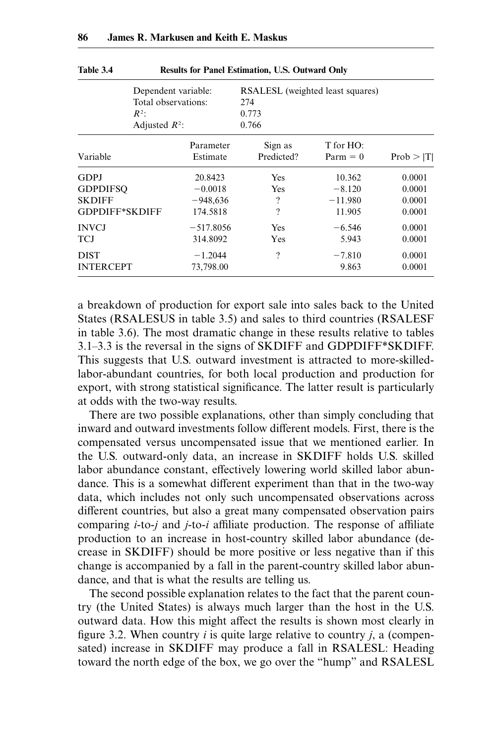**Table 3.4 Results for Panel Estimation, U.S. Outward Only**

| | |
|---|---|
| Dependent variable: | RSALESL (weighted least squares) |
| Total observations: | 274 |
| $R^2$: | 0.773 |
| Adjusted $R^2$: | 0.766 |

| Variable | Parameter Estimate | Sign as Predicted? | T for HO: Parm = 0 | Prob > \|T\| |
|---|---|---|---|---|
| GDPJ | 20.8423 | Yes | 10.362 | 0.0001 |
| GDPDIFSQ | −0.0018 | Yes | −8.120 | 0.0001 |
| SKDIFF | −948,636 | ? | −11.980 | 0.0001 |
| GDPDIFF*SKDIFF | 174.5818 | ? | 11.905 | 0.0001 |
| INVCJ | −517.8056 | Yes | −6.546 | 0.0001 |
| TCJ | 314.8092 | Yes | 5.943 | 0.0001 |
| DIST | −1.2044 | ? | −7.810 | 0.0001 |
| INTERCEPT | 73,798.00 | | 9.863 | 0.0001 |

a breakdown of production for export sale into sales back to the United States (RSALESUS in table 3.5) and sales to third countries (RSALESF in table 3.6). The most dramatic change in these results relative to tables 3.1–3.3 is the reversal in the signs of SKDIFF and GDPDIFF*SKDIFF. This suggests that U.S. outward investment is attracted to more-skilled-labor-abundant countries, for both local production and production for export, with strong statistical significance. The latter result is particularly at odds with the two-way results.

There are two possible explanations, other than simply concluding that inward and outward investments follow different models. First, there is the compensated versus uncompensated issue that we mentioned earlier. In the U.S. outward-only data, an increase in SKDIFF holds U.S. skilled labor abundance constant, effectively lowering world skilled labor abundance. This is a somewhat different experiment than that in the two-way data, which includes not only such uncompensated observations across different countries, but also a great many compensated observation pairs comparing *i*-to-*j* and *j*-to-*i* affiliate production. The response of affiliate production to an increase in host-country skilled labor abundance (decrease in SKDIFF) should be more positive or less negative than if this change is accompanied by a fall in the parent-country skilled labor abundance, and that is what the results are telling us.

The second possible explanation relates to the fact that the parent country (the United States) is always much larger than the host in the U.S. outward data. How this might affect the results is shown most clearly in figure 3.2. When country *i* is quite large relative to country *j*, a (compensated) increase in SKDIFF may produce a fall in RSALESL: Heading toward the north edge of the box, we go over the "hump" and RSALESL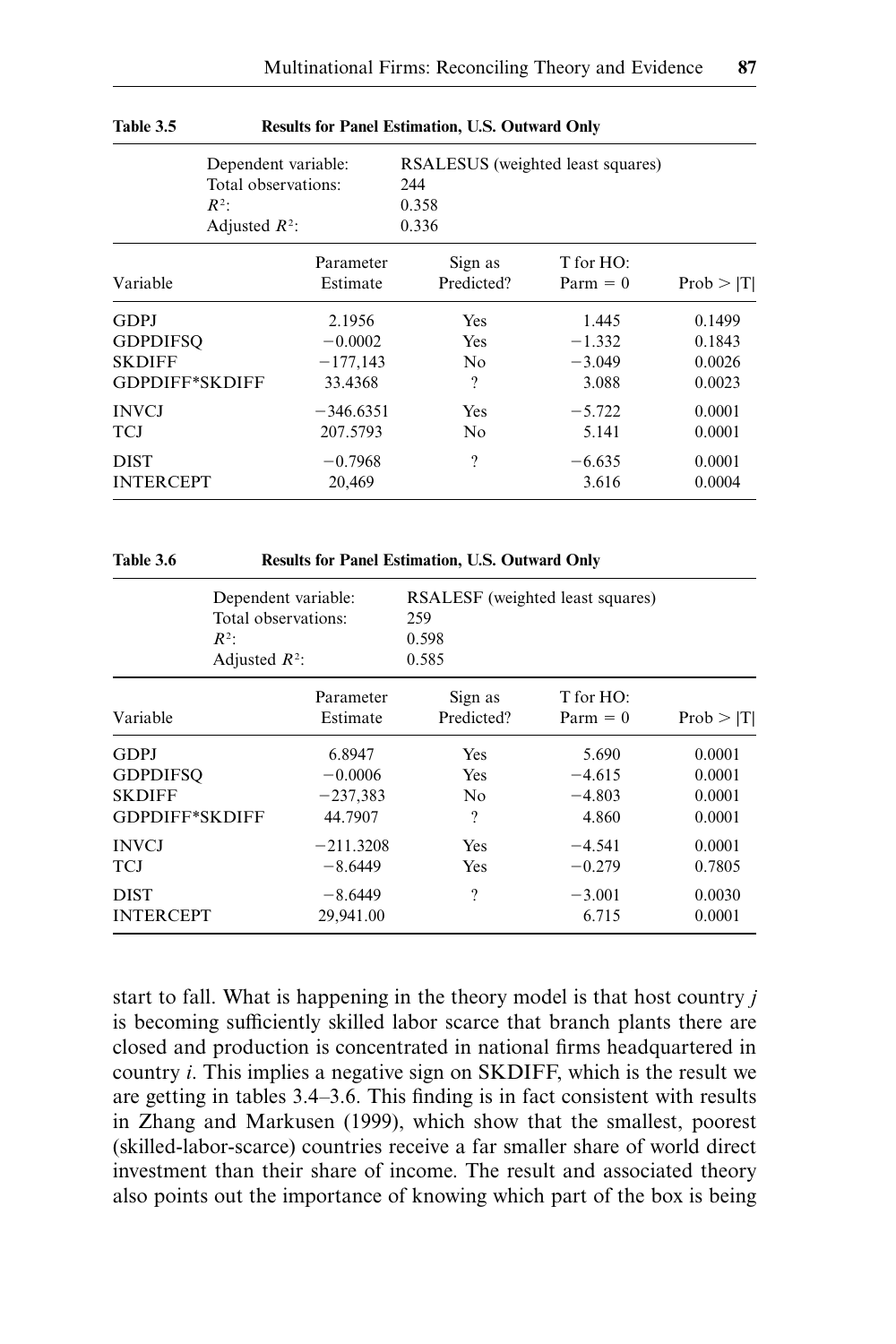**Table 3.5 Results for Panel Estimation, U.S. Outward Only**

| | |
|---|---|
| Dependent variable: | RSALESUS (weighted least squares) |
| Total observations: | 244 |
| $R^2$: | 0.358 |
| Adjusted $R^2$: | 0.336 |

| Variable | Parameter Estimate | Sign as Predicted? | T for HO: Parm = 0 | Prob > \|T\| |
|---|---|---|---|---|
| GDPJ | 2.1956 | Yes | 1.445 | 0.1499 |
| GDPDIFSQ | −0.0002 | Yes | −1.332 | 0.1843 |
| SKDIFF | −177,143 | No | −3.049 | 0.0026 |
| GDPDIFF*SKDIFF | 33.4368 | ? | 3.088 | 0.0023 |
| INVCJ | −346.6351 | Yes | −5.722 | 0.0001 |
| TCJ | 207.5793 | No | 5.141 | 0.0001 |
| DIST | −0.7968 | ? | −6.635 | 0.0001 |
| INTERCEPT | 20,469 | | 3.616 | 0.0004 |

**Table 3.6 Results for Panel Estimation, U.S. Outward Only**

| | |
|---|---|
| Dependent variable: | RSALESF (weighted least squares) |
| Total observations: | 259 |
| $R^2$: | 0.598 |
| Adjusted $R^2$: | 0.585 |

| Variable | Parameter Estimate | Sign as Predicted? | T for HO: Parm = 0 | Prob > \|T\| |
|---|---|---|---|---|
| GDPJ | 6.8947 | Yes | 5.690 | 0.0001 |
| GDPDIFSQ | −0.0006 | Yes | −4.615 | 0.0001 |
| SKDIFF | −237,383 | No | −4.803 | 0.0001 |
| GDPDIFF*SKDIFF | 44.7907 | ? | 4.860 | 0.0001 |
| INVCJ | −211.3208 | Yes | −4.541 | 0.0001 |
| TCJ | −8.6449 | Yes | −0.279 | 0.7805 |
| DIST | −8.6449 | ? | −3.001 | 0.0030 |
| INTERCEPT | 29,941.00 | | 6.715 | 0.0001 |

start to fall. What is happening in the theory model is that host country $j$ is becoming sufficiently skilled labor scarce that branch plants there are closed and production is concentrated in national firms headquartered in country $i$. This implies a negative sign on SKDIFF, which is the result we are getting in tables 3.4–3.6. This finding is in fact consistent with results in Zhang and Markusen (1999), which show that the smallest, poorest (skilled-labor-scarce) countries receive a far smaller share of world direct investment than their share of income. The result and associated theory also points out the importance of knowing which part of the box is being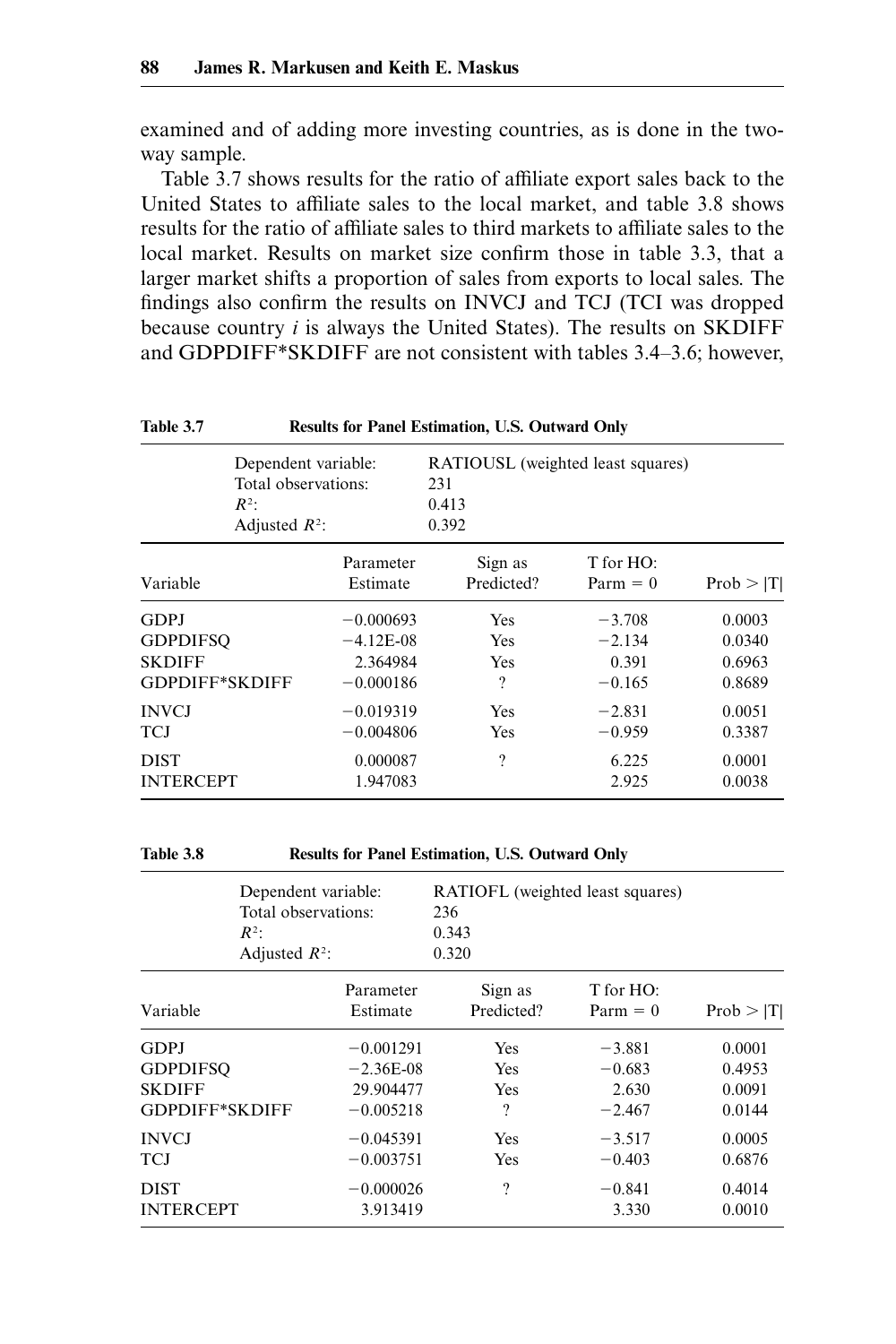examined and of adding more investing countries, as is done in the two-way sample.

Table 3.7 shows results for the ratio of affiliate export sales back to the United States to affiliate sales to the local market, and table 3.8 shows results for the ratio of affiliate sales to third markets to affiliate sales to the local market. Results on market size confirm those in table 3.3, that a larger market shifts a proportion of sales from exports to local sales. The findings also confirm the results on INVCJ and TCJ (TCI was dropped because country *i* is always the United States). The results on SKDIFF and GDPDIFF*SKDIFF are not consistent with tables 3.4–3.6; however,

**Table 3.7 Results for Panel Estimation, U.S. Outward Only**

| | |
|---|---|
| Dependent variable: | RATIOUSL (weighted least squares) |
| Total observations: | 231 |
| $R^2$: | 0.413 |
| Adjusted $R^2$: | 0.392 |

| Variable | Parameter Estimate | Sign as Predicted? | T for HO: Parm = 0 | Prob > \|T\| |
|---|---|---|---|---|
| GDPJ | −0.000693 | Yes | −3.708 | 0.0003 |
| GDPDIFSQ | −4.12E-08 | Yes | −2.134 | 0.0340 |
| SKDIFF | 2.364984 | Yes | 0.391 | 0.6963 |
| GDPDIFF*SKDIFF | −0.000186 | ? | −0.165 | 0.8689 |
| INVCJ | −0.019319 | Yes | −2.831 | 0.0051 |
| TCJ | −0.004806 | Yes | −0.959 | 0.3387 |
| DIST | 0.000087 | ? | 6.225 | 0.0001 |
| INTERCEPT | 1.947083 | | 2.925 | 0.0038 |

**Table 3.8 Results for Panel Estimation, U.S. Outward Only**

| | |
|---|---|
| Dependent variable: | RATIOFL (weighted least squares) |
| Total observations: | 236 |
| $R^2$: | 0.343 |
| Adjusted $R^2$: | 0.320 |

| Variable | Parameter Estimate | Sign as Predicted? | T for HO: Parm = 0 | Prob > \|T\| |
|---|---|---|---|---|
| GDPJ | −0.001291 | Yes | −3.881 | 0.0001 |
| GDPDIFSQ | −2.36E-08 | Yes | −0.683 | 0.4953 |
| SKDIFF | 29.904477 | Yes | 2.630 | 0.0091 |
| GDPDIFF*SKDIFF | −0.005218 | ? | −2.467 | 0.0144 |
| INVCJ | −0.045391 | Yes | −3.517 | 0.0005 |
| TCJ | −0.003751 | Yes | −0.403 | 0.6876 |
| DIST | −0.000026 | ? | −0.841 | 0.4014 |
| INTERCEPT | 3.913419 | | 3.330 | 0.0010 |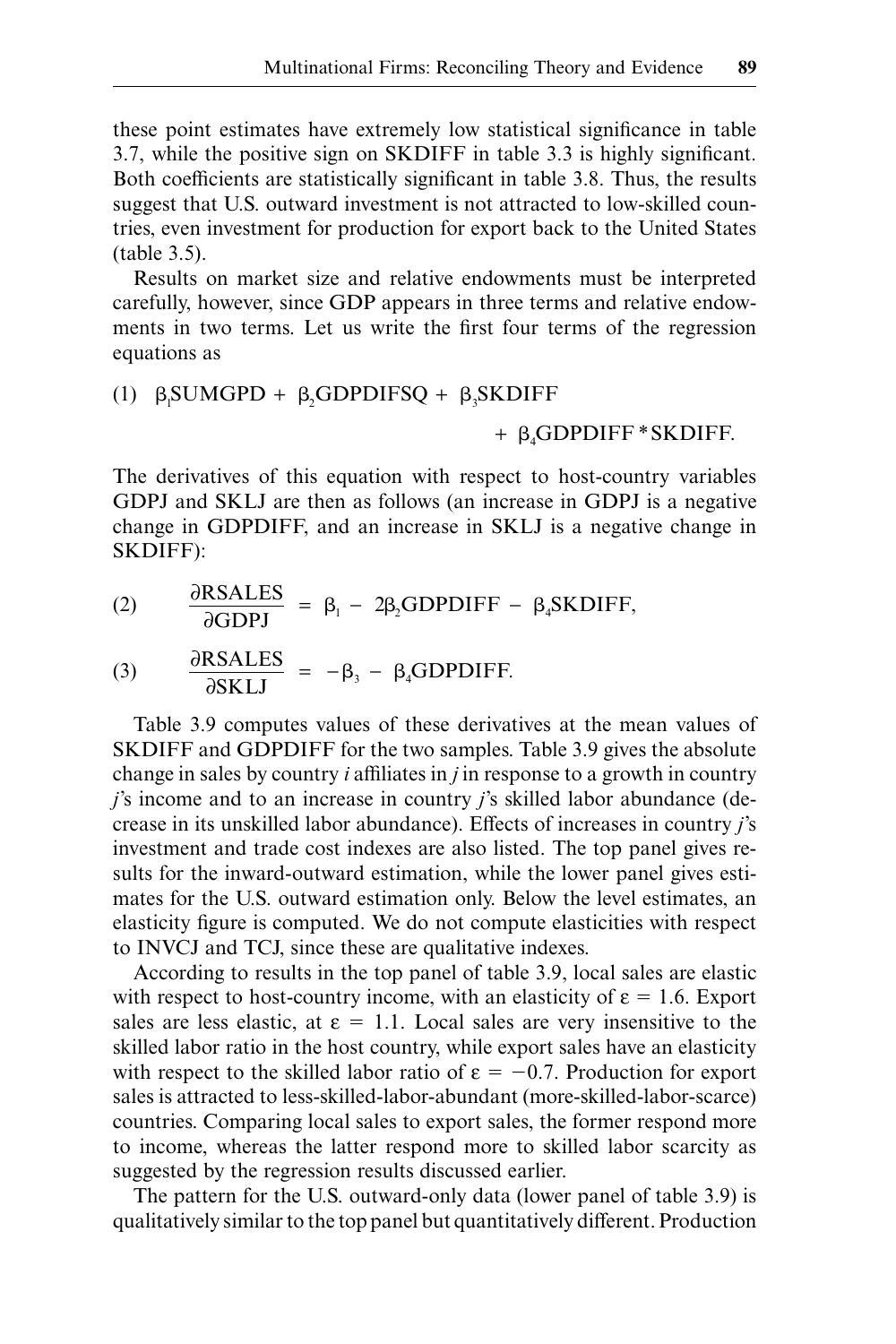these point estimates have extremely low statistical significance in table 3.7, while the positive sign on SKDIFF in table 3.3 is highly significant. Both coefficients are statistically significant in table 3.8. Thus, the results suggest that U.S. outward investment is not attracted to low-skilled countries, even investment for production for export back to the United States (table 3.5).

Results on market size and relative endowments must be interpreted carefully, however, since GDP appears in three terms and relative endowments in two terms. Let us write the first four terms of the regression equations as

$$(1)\quad \beta_1\text{SUMGPD} + \beta_2\text{GDPDIFSQ} + \beta_3\text{SKDIFF} + \beta_4\text{GDPDIFF} * \text{SKDIFF}.$$

The derivatives of this equation with respect to host-country variables GDPJ and SKLJ are then as follows (an increase in GDPJ is a negative change in GDPDIFF, and an increase in SKLJ is a negative change in SKDIFF):

$$(2)\quad \frac{\partial \text{RSALES}}{\partial \text{GDPJ}} = \beta_1 - 2\beta_2\text{GDPDIFF} - \beta_4\text{SKDIFF},$$

$$(3)\quad \frac{\partial \text{RSALES}}{\partial \text{SKLJ}} = -\beta_3 - \beta_4\text{GDPDIFF}.$$

Table 3.9 computes values of these derivatives at the mean values of SKDIFF and GDPDIFF for the two samples. Table 3.9 gives the absolute change in sales by country *i* affiliates in *j* in response to a growth in country *j*'s income and to an increase in country *j*'s skilled labor abundance (decrease in its unskilled labor abundance). Effects of increases in country *j*'s investment and trade cost indexes are also listed. The top panel gives results for the inward-outward estimation, while the lower panel gives estimates for the U.S. outward estimation only. Below the level estimates, an elasticity figure is computed. We do not compute elasticities with respect to INVCJ and TCJ, since these are qualitative indexes.

According to results in the top panel of table 3.9, local sales are elastic with respect to host-country income, with an elasticity of $\varepsilon = 1.6$. Export sales are less elastic, at $\varepsilon = 1.1$. Local sales are very insensitive to the skilled labor ratio in the host country, while export sales have an elasticity with respect to the skilled labor ratio of $\varepsilon = -0.7$. Production for export sales is attracted to less-skilled-labor-abundant (more-skilled-labor-scarce) countries. Comparing local sales to export sales, the former respond more to income, whereas the latter respond more to skilled labor scarcity as suggested by the regression results discussed earlier.

The pattern for the U.S. outward-only data (lower panel of table 3.9) is qualitatively similar to the top panel but quantitatively different. Production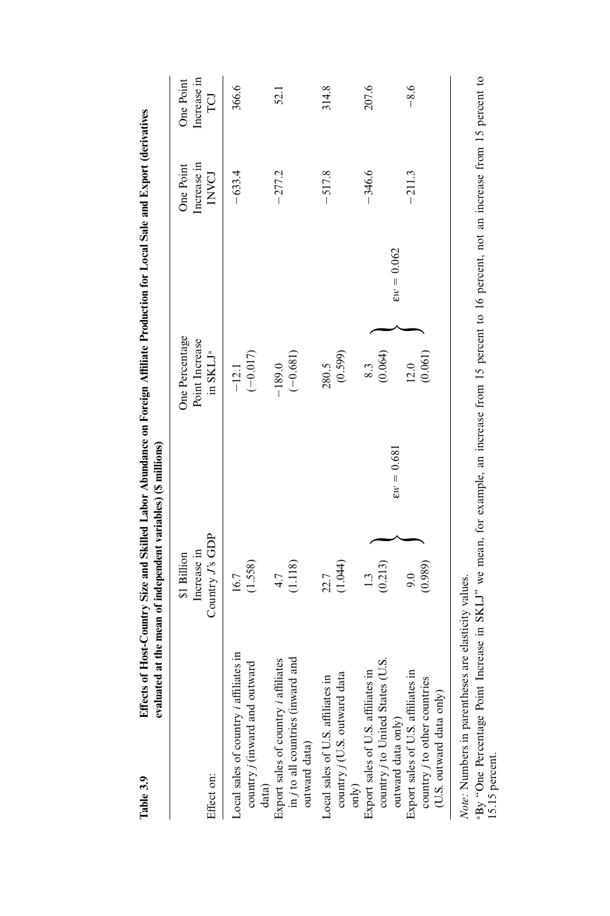**Table 3.9** **Effects of Host-Country Size and Skilled Labor Abundance on Foreign Affiliate Production for Local Sale and Export (derivatives evaluated at the mean of independent variables) ($ millions)**

| Effect on: | \$1 Billion Increase in Country *J*'s GDP | One Percentage Point Increase in SKLJ[a] | One Point Increase in INVCJ | One Point Increase in TCJ |
|---|---|---|---|---|
| Local sales of country *i* affiliates in country *j* (inward and outward data) | 16.7 (1.558) | −12.1 (−0.017) | −633.4 | 366.6 |
| Export sales of country *i* affiliates in *j* to all countries (inward and outward data) | 4.7 (1.118) | −189.0 (−0.681) | −277.2 | 52.1 |
| Local sales of U.S. affiliates in country *j* (U.S. outward data only) | 22.7 (1.044) | 280.5 (0.599) | −517.8 | 314.8 |
| Export sales of U.S. affiliates in country *j* to United States (U.S. outward data only) | 1.3 (0.213) | 8.3 (0.064) | −346.6 | 207.6 |
| Export sales of U.S. affiliates in country *j* to other countries (U.S. outward data only) | 9.0 (0.989) | 12.0 (0.061) | −211.3 | −8.6 |
| | $\varepsilon w = 0.681$ | $\varepsilon w = 0.062$ | | |

*Note:* Numbers in parentheses are elasticity values.

[a]By "One Percentage Point Increase in SKLJ" we mean, for example, an increase from 15 percent to 16 percent, not an increase from 15 percent to 15.15 percent.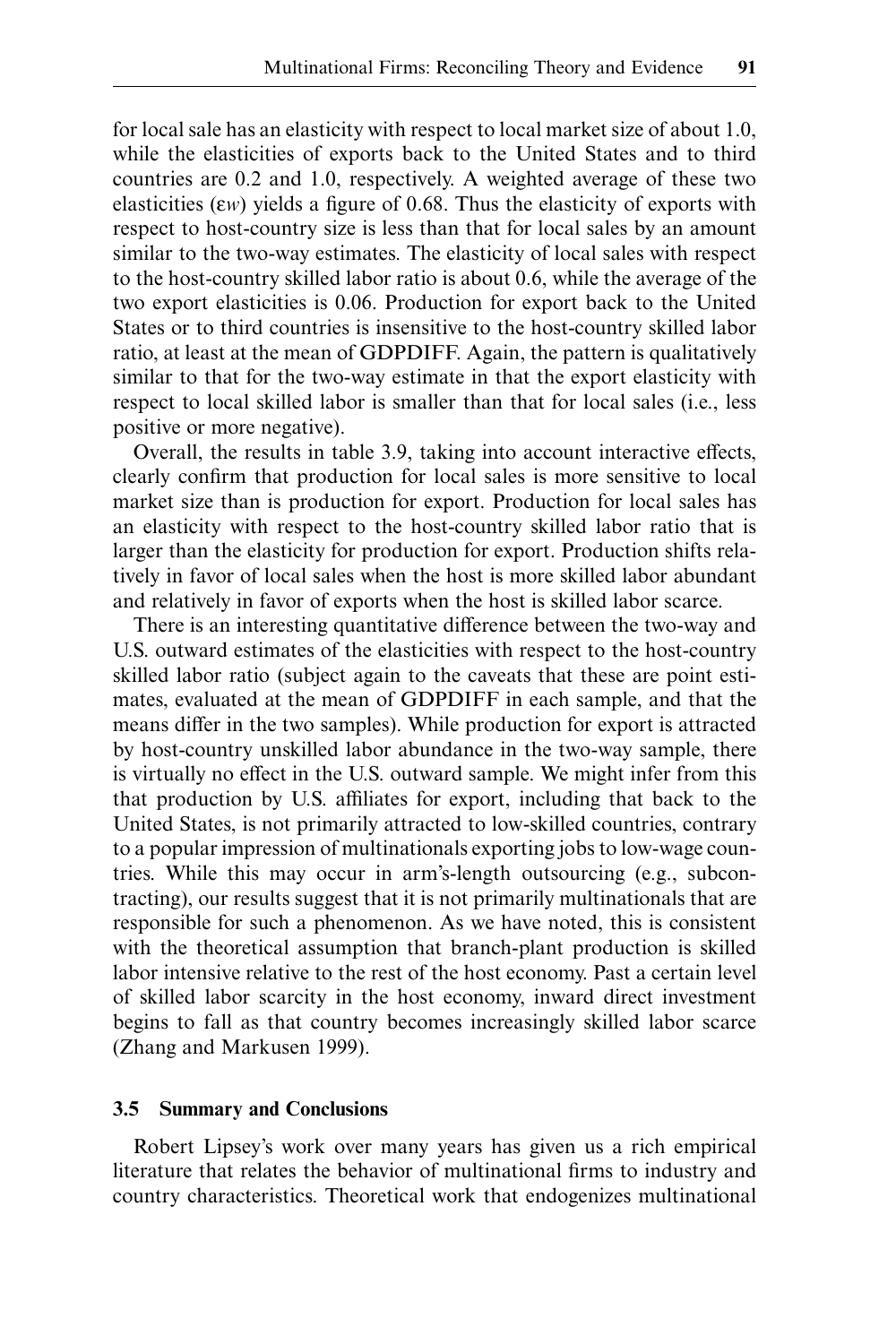for local sale has an elasticity with respect to local market size of about 1.0, while the elasticities of exports back to the United States and to third countries are 0.2 and 1.0, respectively. A weighted average of these two elasticities ($\varepsilon w$) yields a figure of 0.68. Thus the elasticity of exports with respect to host-country size is less than that for local sales by an amount similar to the two-way estimates. The elasticity of local sales with respect to the host-country skilled labor ratio is about 0.6, while the average of the two export elasticities is 0.06. Production for export back to the United States or to third countries is insensitive to the host-country skilled labor ratio, at least at the mean of GDPDIFF. Again, the pattern is qualitatively similar to that for the two-way estimate in that the export elasticity with respect to local skilled labor is smaller than that for local sales (i.e., less positive or more negative).

Overall, the results in table 3.9, taking into account interactive effects, clearly confirm that production for local sales is more sensitive to local market size than is production for export. Production for local sales has an elasticity with respect to the host-country skilled labor ratio that is larger than the elasticity for production for export. Production shifts relatively in favor of local sales when the host is more skilled labor abundant and relatively in favor of exports when the host is skilled labor scarce.

There is an interesting quantitative difference between the two-way and U.S. outward estimates of the elasticities with respect to the host-country skilled labor ratio (subject again to the caveats that these are point estimates, evaluated at the mean of GDPDIFF in each sample, and that the means differ in the two samples). While production for export is attracted by host-country unskilled labor abundance in the two-way sample, there is virtually no effect in the U.S. outward sample. We might infer from this that production by U.S. affiliates for export, including that back to the United States, is not primarily attracted to low-skilled countries, contrary to a popular impression of multinationals exporting jobs to low-wage countries. While this may occur in arm's-length outsourcing (e.g., subcontracting), our results suggest that it is not primarily multinationals that are responsible for such a phenomenon. As we have noted, this is consistent with the theoretical assumption that branch-plant production is skilled labor intensive relative to the rest of the host economy. Past a certain level of skilled labor scarcity in the host economy, inward direct investment begins to fall as that country becomes increasingly skilled labor scarce (Zhang and Markusen 1999).

## 3.5 Summary and Conclusions

Robert Lipsey's work over many years has given us a rich empirical literature that relates the behavior of multinational firms to industry and country characteristics. Theoretical work that endogenizes multinational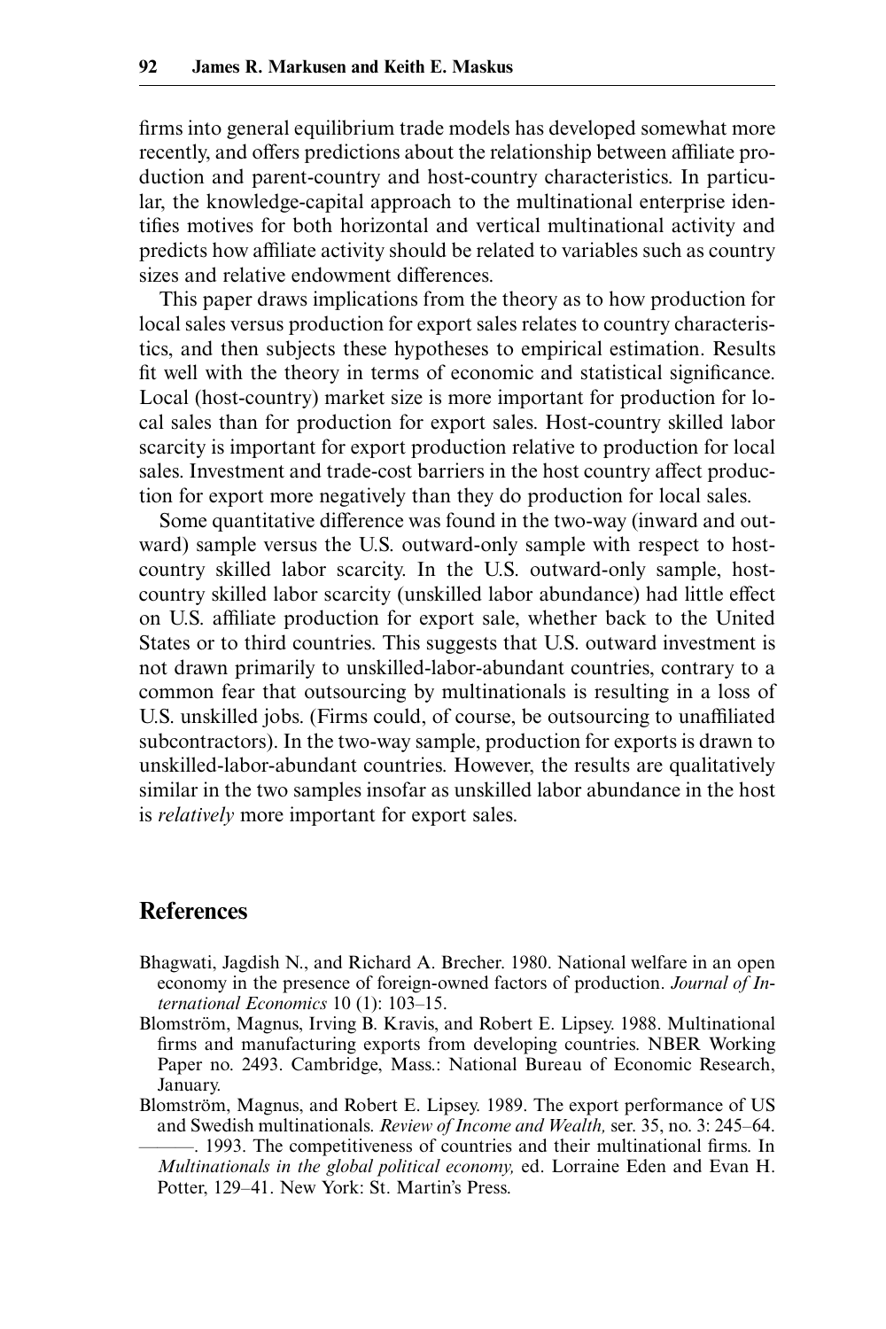firms into general equilibrium trade models has developed somewhat more recently, and offers predictions about the relationship between affiliate production and parent-country and host-country characteristics. In particular, the knowledge-capital approach to the multinational enterprise identifies motives for both horizontal and vertical multinational activity and predicts how affiliate activity should be related to variables such as country sizes and relative endowment differences.

This paper draws implications from the theory as to how production for local sales versus production for export sales relates to country characteristics, and then subjects these hypotheses to empirical estimation. Results fit well with the theory in terms of economic and statistical significance. Local (host-country) market size is more important for production for local sales than for production for export sales. Host-country skilled labor scarcity is important for export production relative to production for local sales. Investment and trade-cost barriers in the host country affect production for export more negatively than they do production for local sales.

Some quantitative difference was found in the two-way (inward and outward) sample versus the U.S. outward-only sample with respect to host-country skilled labor scarcity. In the U.S. outward-only sample, host-country skilled labor scarcity (unskilled labor abundance) had little effect on U.S. affiliate production for export sale, whether back to the United States or to third countries. This suggests that U.S. outward investment is not drawn primarily to unskilled-labor-abundant countries, contrary to a common fear that outsourcing by multinationals is resulting in a loss of U.S. unskilled jobs. (Firms could, of course, be outsourcing to unaffiliated subcontractors). In the two-way sample, production for exports is drawn to unskilled-labor-abundant countries. However, the results are qualitatively similar in the two samples insofar as unskilled labor abundance in the host is *relatively* more important for export sales.

## References

Bhagwati, Jagdish N., and Richard A. Brecher. 1980. National welfare in an open economy in the presence of foreign-owned factors of production. *Journal of International Economics* 10 (1): 103–15.

Blomström, Magnus, Irving B. Kravis, and Robert E. Lipsey. 1988. Multinational firms and manufacturing exports from developing countries. NBER Working Paper no. 2493. Cambridge, Mass.: National Bureau of Economic Research, January.

Blomström, Magnus, and Robert E. Lipsey. 1989. The export performance of US and Swedish multinationals. *Review of Income and Wealth,* ser. 35, no. 3: 245–64.

———. 1993. The competitiveness of countries and their multinational firms. In *Multinationals in the global political economy,* ed. Lorraine Eden and Evan H. Potter, 129–41. New York: St. Martin's Press.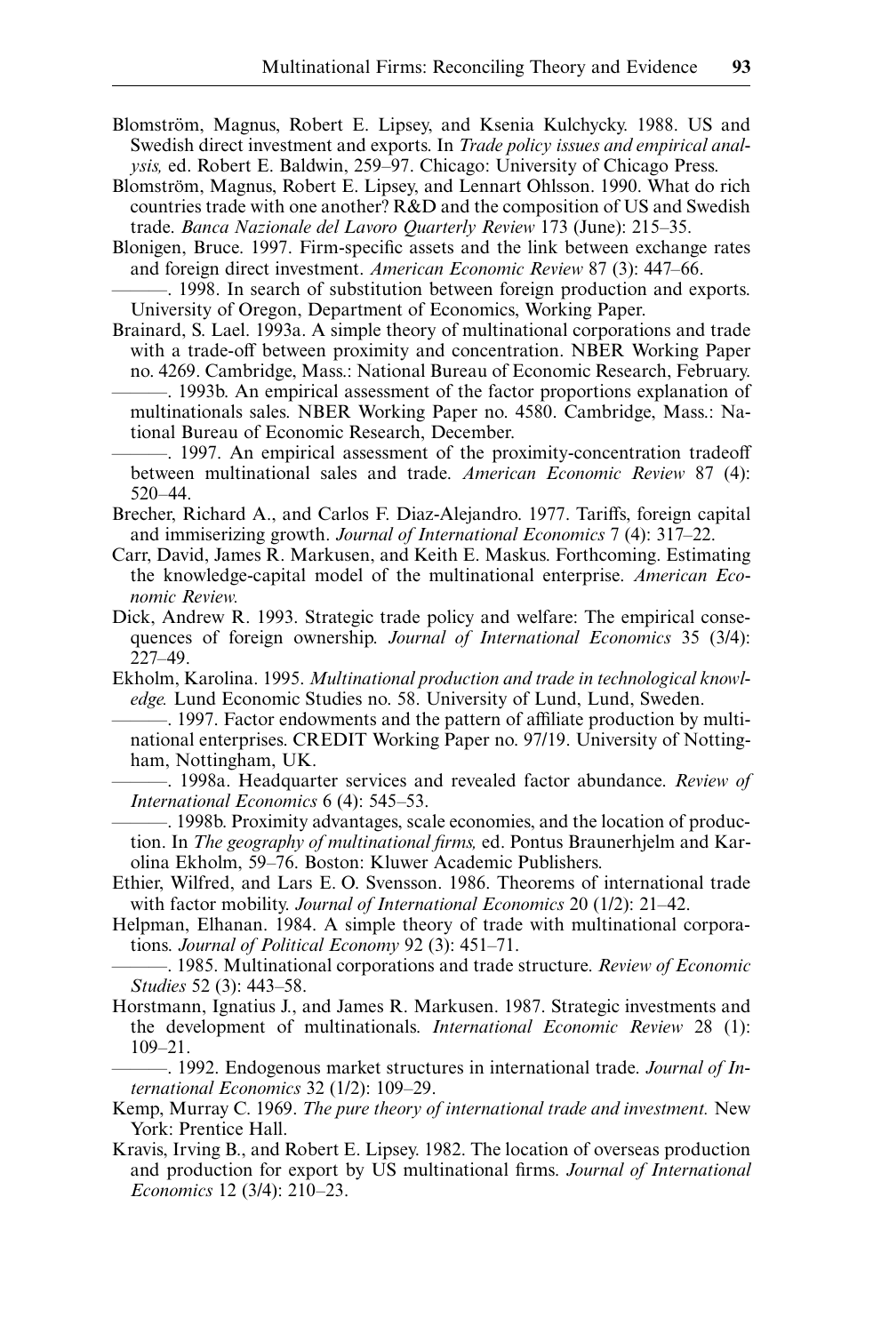Blomström, Magnus, Robert E. Lipsey, and Ksenia Kulchycky. 1988. US and Swedish direct investment and exports. In *Trade policy issues and empirical analysis,* ed. Robert E. Baldwin, 259–97. Chicago: University of Chicago Press.

Blomström, Magnus, Robert E. Lipsey, and Lennart Ohlsson. 1990. What do rich countries trade with one another? R&D and the composition of US and Swedish trade. *Banca Nazionale del Lavoro Quarterly Review* 173 (June): 215–35.

Blonigen, Bruce. 1997. Firm-specific assets and the link between exchange rates and foreign direct investment. *American Economic Review* 87 (3): 447–66.

———. 1998. In search of substitution between foreign production and exports. University of Oregon, Department of Economics, Working Paper.

Brainard, S. Lael. 1993a. A simple theory of multinational corporations and trade with a trade-off between proximity and concentration. NBER Working Paper no. 4269. Cambridge, Mass.: National Bureau of Economic Research, February.

———. 1993b. An empirical assessment of the factor proportions explanation of multinationals sales. NBER Working Paper no. 4580. Cambridge, Mass.: National Bureau of Economic Research, December.

———. 1997. An empirical assessment of the proximity-concentration tradeoff between multinational sales and trade. *American Economic Review* 87 (4): 520–44.

Brecher, Richard A., and Carlos F. Diaz-Alejandro. 1977. Tariffs, foreign capital and immiserizing growth. *Journal of International Economics* 7 (4): 317–22.

Carr, David, James R. Markusen, and Keith E. Maskus. Forthcoming. Estimating the knowledge-capital model of the multinational enterprise. *American Economic Review.*

Dick, Andrew R. 1993. Strategic trade policy and welfare: The empirical consequences of foreign ownership. *Journal of International Economics* 35 (3/4): 227–49.

Ekholm, Karolina. 1995. *Multinational production and trade in technological knowledge.* Lund Economic Studies no. 58. University of Lund, Lund, Sweden.

———. 1997. Factor endowments and the pattern of affiliate production by multinational enterprises. CREDIT Working Paper no. 97/19. University of Nottingham, Nottingham, UK.

———. 1998a. Headquarter services and revealed factor abundance. *Review of International Economics* 6 (4): 545–53.

———. 1998b. Proximity advantages, scale economies, and the location of production. In *The geography of multinational firms,* ed. Pontus Braunerhjelm and Karolina Ekholm, 59–76. Boston: Kluwer Academic Publishers.

Ethier, Wilfred, and Lars E. O. Svensson. 1986. Theorems of international trade with factor mobility. *Journal of International Economics* 20 (1/2): 21–42.

Helpman, Elhanan. 1984. A simple theory of trade with multinational corporations. *Journal of Political Economy* 92 (3): 451–71.

———. 1985. Multinational corporations and trade structure. *Review of Economic Studies* 52 (3): 443–58.

Horstmann, Ignatius J., and James R. Markusen. 1987. Strategic investments and the development of multinationals. *International Economic Review* 28 (1): 109–21.

———. 1992. Endogenous market structures in international trade. *Journal of International Economics* 32 (1/2): 109–29.

Kemp, Murray C. 1969. *The pure theory of international trade and investment.* New York: Prentice Hall.

Kravis, Irving B., and Robert E. Lipsey. 1982. The location of overseas production and production for export by US multinational firms. *Journal of International Economics* 12 (3/4): 210–23.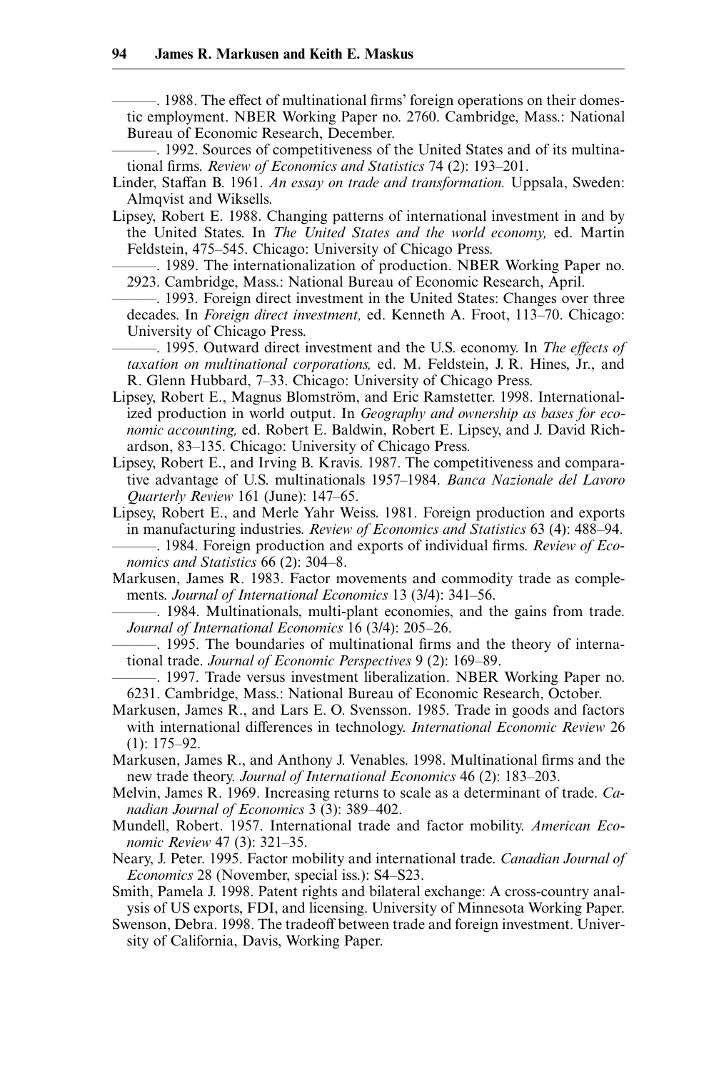———. 1988. The effect of multinational firms' foreign operations on their domestic employment. NBER Working Paper no. 2760. Cambridge, Mass.: National Bureau of Economic Research, December.

———. 1992. Sources of competitiveness of the United States and of its multinational firms. *Review of Economics and Statistics* 74 (2): 193–201.

Linder, Staffan B. 1961. *An essay on trade and transformation.* Uppsala, Sweden: Almqvist and Wiksells.

Lipsey, Robert E. 1988. Changing patterns of international investment in and by the United States. In *The United States and the world economy,* ed. Martin Feldstein, 475–545. Chicago: University of Chicago Press.

———. 1989. The internationalization of production. NBER Working Paper no. 2923. Cambridge, Mass.: National Bureau of Economic Research, April.

———. 1993. Foreign direct investment in the United States: Changes over three decades. In *Foreign direct investment,* ed. Kenneth A. Froot, 113–70. Chicago: University of Chicago Press.

———. 1995. Outward direct investment and the U.S. economy. In *The effects of taxation on multinational corporations,* ed. M. Feldstein, J. R. Hines, Jr., and R. Glenn Hubbard, 7–33. Chicago: University of Chicago Press.

Lipsey, Robert E., Magnus Blomström, and Eric Ramstetter. 1998. Internationalized production in world output. In *Geography and ownership as bases for economic accounting,* ed. Robert E. Baldwin, Robert E. Lipsey, and J. David Richardson, 83–135. Chicago: University of Chicago Press.

Lipsey, Robert E., and Irving B. Kravis. 1987. The competitiveness and comparative advantage of U.S. multinationals 1957–1984. *Banca Nazionale del Lavoro Quarterly Review* 161 (June): 147–65.

Lipsey, Robert E., and Merle Yahr Weiss. 1981. Foreign production and exports in manufacturing industries. *Review of Economics and Statistics* 63 (4): 488–94.

———. 1984. Foreign production and exports of individual firms. *Review of Economics and Statistics* 66 (2): 304–8.

Markusen, James R. 1983. Factor movements and commodity trade as complements. *Journal of International Economics* 13 (3/4): 341–56.

———. 1984. Multinationals, multi-plant economies, and the gains from trade. *Journal of International Economics* 16 (3/4): 205–26.

———. 1995. The boundaries of multinational firms and the theory of international trade. *Journal of Economic Perspectives* 9 (2): 169–89.

———. 1997. Trade versus investment liberalization. NBER Working Paper no. 6231. Cambridge, Mass.: National Bureau of Economic Research, October.

Markusen, James R., and Lars E. O. Svensson. 1985. Trade in goods and factors with international differences in technology. *International Economic Review* 26 (1): 175–92.

Markusen, James R., and Anthony J. Venables. 1998. Multinational firms and the new trade theory. *Journal of International Economics* 46 (2): 183–203.

Melvin, James R. 1969. Increasing returns to scale as a determinant of trade. *Canadian Journal of Economics* 3 (3): 389–402.

Mundell, Robert. 1957. International trade and factor mobility. *American Economic Review* 47 (3): 321–35.

Neary, J. Peter. 1995. Factor mobility and international trade. *Canadian Journal of Economics* 28 (November, special iss.): S4–S23.

Smith, Pamela J. 1998. Patent rights and bilateral exchange: A cross-country analysis of US exports, FDI, and licensing. University of Minnesota Working Paper.

Swenson, Debra. 1998. The tradeoff between trade and foreign investment. University of California, Davis, Working Paper.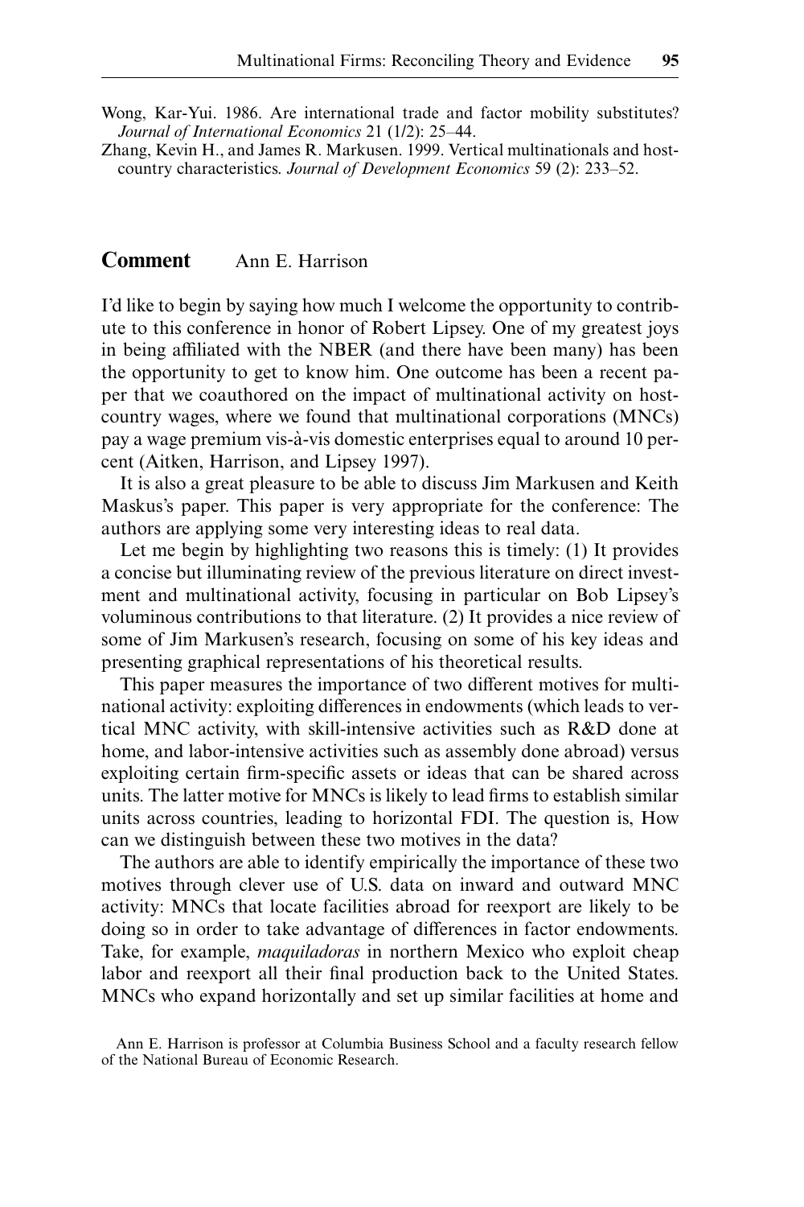Wong, Kar-Yui. 1986. Are international trade and factor mobility substitutes? *Journal of International Economics* 21 (1/2): 25–44.

Zhang, Kevin H., and James R. Markusen. 1999. Vertical multinationals and host-country characteristics. *Journal of Development Economics* 59 (2): 233–52.

## Comment Ann E. Harrison

I'd like to begin by saying how much I welcome the opportunity to contribute to this conference in honor of Robert Lipsey. One of my greatest joys in being affiliated with the NBER (and there have been many) has been the opportunity to get to know him. One outcome has been a recent paper that we coauthored on the impact of multinational activity on host-country wages, where we found that multinational corporations (MNCs) pay a wage premium vis-à-vis domestic enterprises equal to around 10 percent (Aitken, Harrison, and Lipsey 1997).

It is also a great pleasure to be able to discuss Jim Markusen and Keith Maskus's paper. This paper is very appropriate for the conference: The authors are applying some very interesting ideas to real data.

Let me begin by highlighting two reasons this is timely: (1) It provides a concise but illuminating review of the previous literature on direct investment and multinational activity, focusing in particular on Bob Lipsey's voluminous contributions to that literature. (2) It provides a nice review of some of Jim Markusen's research, focusing on some of his key ideas and presenting graphical representations of his theoretical results.

This paper measures the importance of two different motives for multinational activity: exploiting differences in endowments (which leads to vertical MNC activity, with skill-intensive activities such as R&D done at home, and labor-intensive activities such as assembly done abroad) versus exploiting certain firm-specific assets or ideas that can be shared across units. The latter motive for MNCs is likely to lead firms to establish similar units across countries, leading to horizontal FDI. The question is, How can we distinguish between these two motives in the data?

The authors are able to identify empirically the importance of these two motives through clever use of U.S. data on inward and outward MNC activity: MNCs that locate facilities abroad for reexport are likely to be doing so in order to take advantage of differences in factor endowments. Take, for example, *maquiladoras* in northern Mexico who exploit cheap labor and reexport all their final production back to the United States. MNCs who expand horizontally and set up similar facilities at home and

Ann E. Harrison is professor at Columbia Business School and a faculty research fellow of the National Bureau of Economic Research.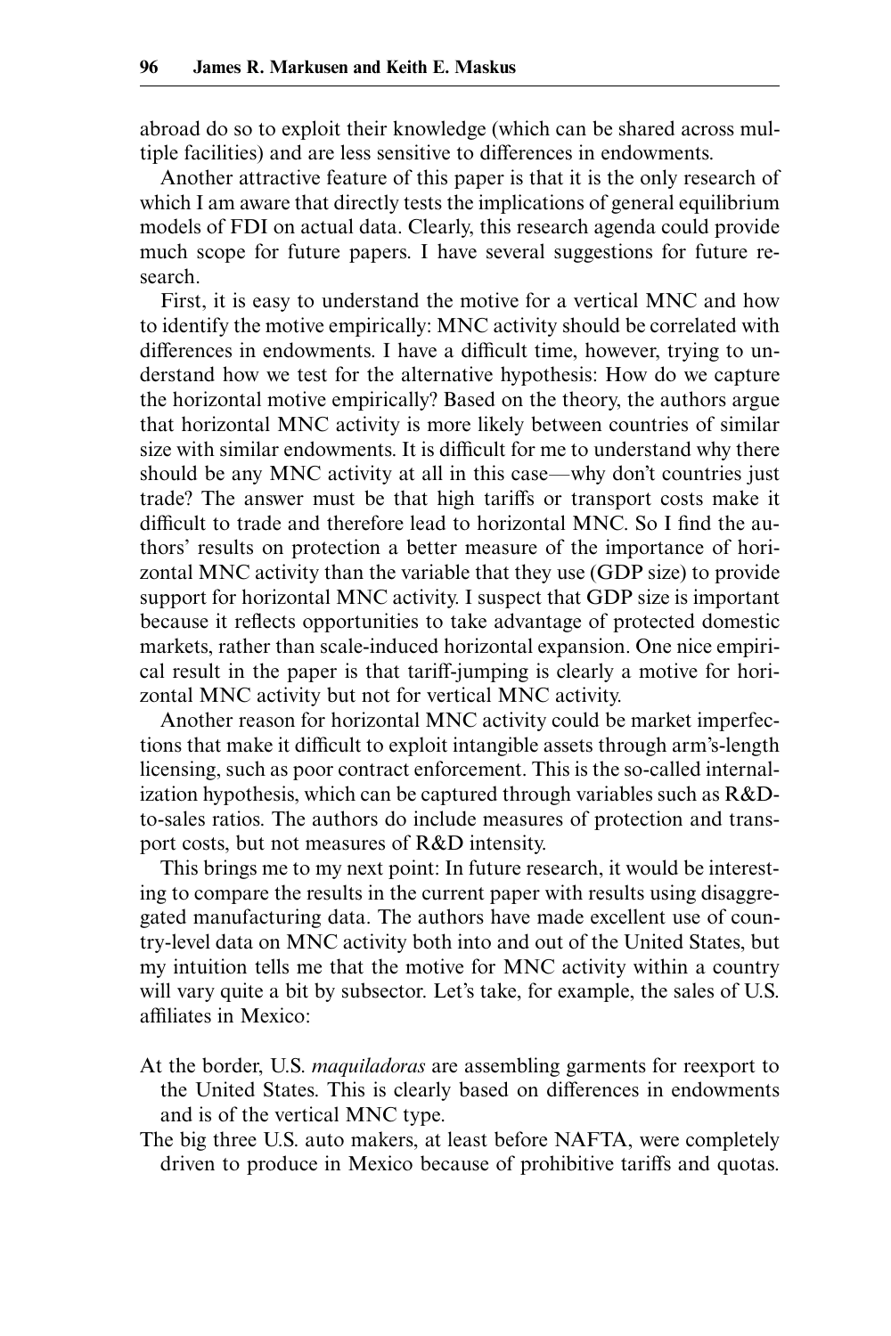abroad do so to exploit their knowledge (which can be shared across multiple facilities) and are less sensitive to differences in endowments.

Another attractive feature of this paper is that it is the only research of which I am aware that directly tests the implications of general equilibrium models of FDI on actual data. Clearly, this research agenda could provide much scope for future papers. I have several suggestions for future research.

First, it is easy to understand the motive for a vertical MNC and how to identify the motive empirically: MNC activity should be correlated with differences in endowments. I have a difficult time, however, trying to understand how we test for the alternative hypothesis: How do we capture the horizontal motive empirically? Based on the theory, the authors argue that horizontal MNC activity is more likely between countries of similar size with similar endowments. It is difficult for me to understand why there should be any MNC activity at all in this case—why don't countries just trade? The answer must be that high tariffs or transport costs make it difficult to trade and therefore lead to horizontal MNC. So I find the authors' results on protection a better measure of the importance of horizontal MNC activity than the variable that they use (GDP size) to provide support for horizontal MNC activity. I suspect that GDP size is important because it reflects opportunities to take advantage of protected domestic markets, rather than scale-induced horizontal expansion. One nice empirical result in the paper is that tariff-jumping is clearly a motive for horizontal MNC activity but not for vertical MNC activity.

Another reason for horizontal MNC activity could be market imperfections that make it difficult to exploit intangible assets through arm's-length licensing, such as poor contract enforcement. This is the so-called internalization hypothesis, which can be captured through variables such as R&D-to-sales ratios. The authors do include measures of protection and transport costs, but not measures of R&D intensity.

This brings me to my next point: In future research, it would be interesting to compare the results in the current paper with results using disaggregated manufacturing data. The authors have made excellent use of country-level data on MNC activity both into and out of the United States, but my intuition tells me that the motive for MNC activity within a country will vary quite a bit by subsector. Let's take, for example, the sales of U.S. affiliates in Mexico:

At the border, U.S. *maquiladoras* are assembling garments for reexport to the United States. This is clearly based on differences in endowments and is of the vertical MNC type.

The big three U.S. auto makers, at least before NAFTA, were completely driven to produce in Mexico because of prohibitive tariffs and quotas.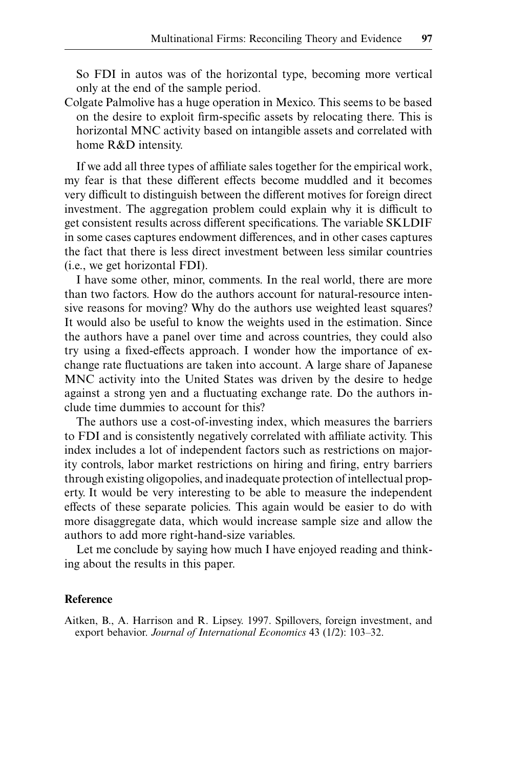So FDI in autos was of the horizontal type, becoming more vertical only at the end of the sample period.

Colgate Palmolive has a huge operation in Mexico. This seems to be based on the desire to exploit firm-specific assets by relocating there. This is horizontal MNC activity based on intangible assets and correlated with home R&D intensity.

If we add all three types of affiliate sales together for the empirical work, my fear is that these different effects become muddled and it becomes very difficult to distinguish between the different motives for foreign direct investment. The aggregation problem could explain why it is difficult to get consistent results across different specifications. The variable SKLDIF in some cases captures endowment differences, and in other cases captures the fact that there is less direct investment between less similar countries (i.e., we get horizontal FDI).

I have some other, minor, comments. In the real world, there are more than two factors. How do the authors account for natural-resource intensive reasons for moving? Why do the authors use weighted least squares? It would also be useful to know the weights used in the estimation. Since the authors have a panel over time and across countries, they could also try using a fixed-effects approach. I wonder how the importance of exchange rate fluctuations are taken into account. A large share of Japanese MNC activity into the United States was driven by the desire to hedge against a strong yen and a fluctuating exchange rate. Do the authors include time dummies to account for this?

The authors use a cost-of-investing index, which measures the barriers to FDI and is consistently negatively correlated with affiliate activity. This index includes a lot of independent factors such as restrictions on majority controls, labor market restrictions on hiring and firing, entry barriers through existing oligopolies, and inadequate protection of intellectual property. It would be very interesting to be able to measure the independent effects of these separate policies. This again would be easier to do with more disaggregate data, which would increase sample size and allow the authors to add more right-hand-size variables.

Let me conclude by saying how much I have enjoyed reading and thinking about the results in this paper.

## Reference

Aitken, B., A. Harrison and R. Lipsey. 1997. Spillovers, foreign investment, and export behavior. *Journal of International Economics* 43 (1/2): 103–32.